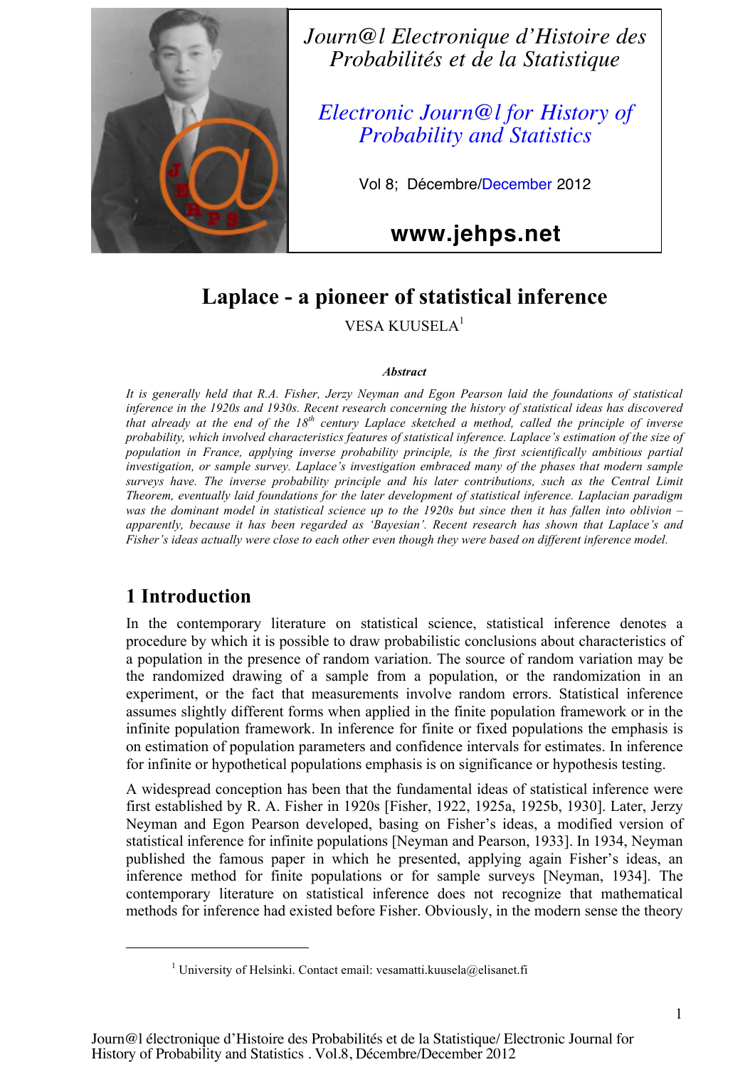# Journ@l Electronique d'Histoire des Probabilités et de la Statistique

## Electronic Journ@l for History of Probability and Statistics

Vol 8; Décembre/December 2012

**www.jehps.net**

# Laplace - a pioneer of statistical inference

VESA KUUSELA[1]

***Abstract***

*It is generally held that R.A. Fisher, Jerzy Neyman and Egon Pearson laid the foundations of statistical inference in the 1920s and 1930s. Recent research concerning the history of statistical ideas has discovered that already at the end of the 18th century Laplace sketched a method, called the principle of inverse probability, which involved characteristics features of statistical inference. Laplace's estimation of the size of population in France, applying inverse probability principle, is the first scientifically ambitious partial investigation, or sample survey. Laplace's investigation embraced many of the phases that modern sample surveys have. The inverse probability principle and his later contributions, such as the Central Limit Theorem, eventually laid foundations for the later development of statistical inference. Laplacian paradigm was the dominant model in statistical science up to the 1920s but since then it has fallen into oblivion – apparently, because it has been regarded as 'Bayesian'. Recent research has shown that Laplace's and Fisher's ideas actually were close to each other even though they were based on different inference model.*

## 1 Introduction

In the contemporary literature on statistical science, statistical inference denotes a procedure by which it is possible to draw probabilistic conclusions about characteristics of a population in the presence of random variation. The source of random variation may be the randomized drawing of a sample from a population, or the randomization in an experiment, or the fact that measurements involve random errors. Statistical inference assumes slightly different forms when applied in the finite population framework or in the infinite population framework. In inference for finite or fixed populations the emphasis is on estimation of population parameters and confidence intervals for estimates. In inference for infinite or hypothetical populations emphasis is on significance or hypothesis testing.

A widespread conception has been that the fundamental ideas of statistical inference were first established by R. A. Fisher in 1920s [Fisher, 1922, 1925a, 1925b, 1930]. Later, Jerzy Neyman and Egon Pearson developed, basing on Fisher's ideas, a modified version of statistical inference for infinite populations [Neyman and Pearson, 1933]. In 1934, Neyman published the famous paper in which he presented, applying again Fisher's ideas, an inference method for finite populations or for sample surveys [Neyman, 1934]. The contemporary literature on statistical inference does not recognize that mathematical methods for inference had existed before Fisher. Obviously, in the modern sense the theory

[1] University of Helsinki. Contact email: vesamatti.kuusela@elisanet.fi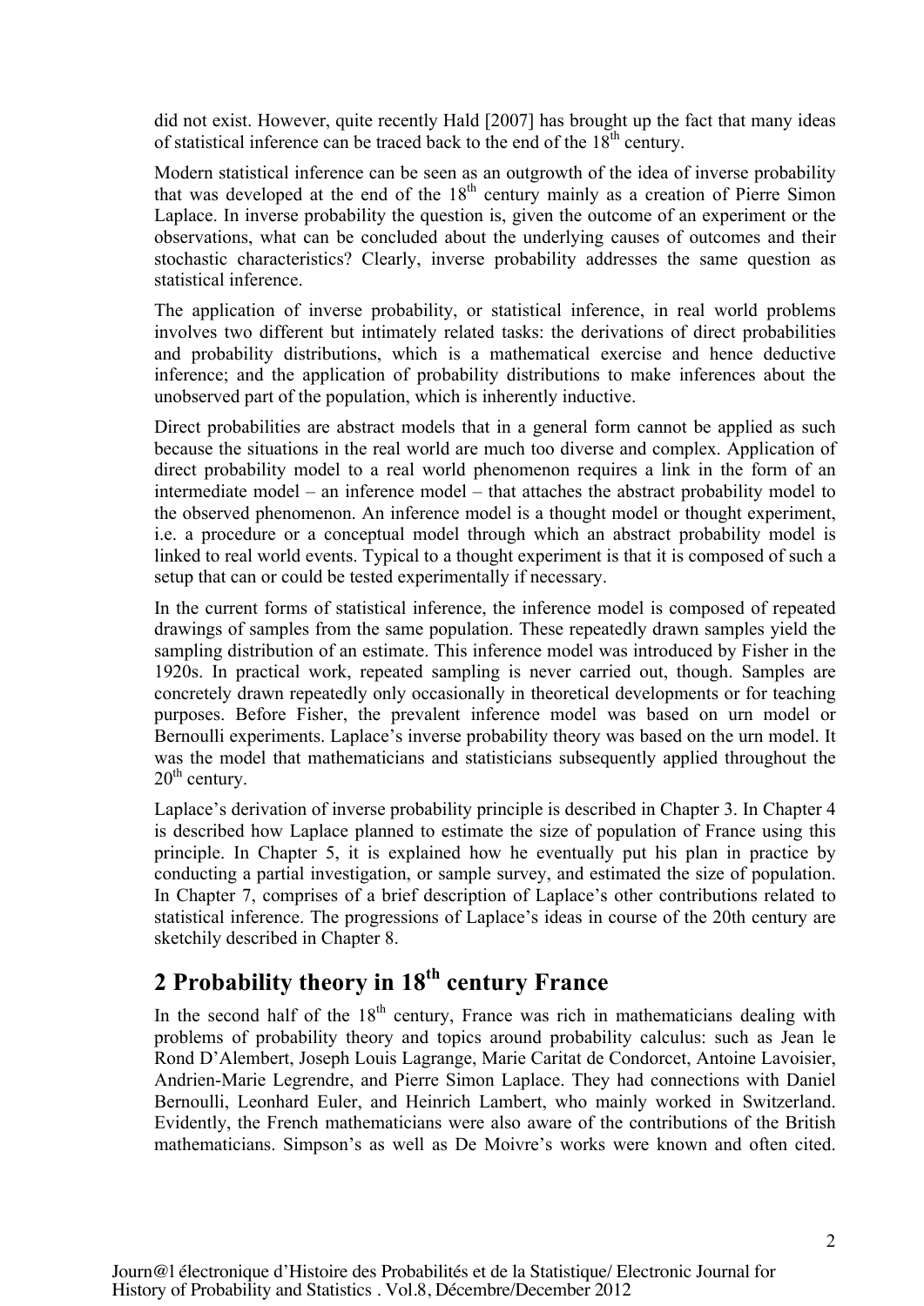did not exist. However, quite recently Hald [2007] has brought up the fact that many ideas of statistical inference can be traced back to the end of the 18th century.

Modern statistical inference can be seen as an outgrowth of the idea of inverse probability that was developed at the end of the 18th century mainly as a creation of Pierre Simon Laplace. In inverse probability the question is, given the outcome of an experiment or the observations, what can be concluded about the underlying causes of outcomes and their stochastic characteristics? Clearly, inverse probability addresses the same question as statistical inference.

The application of inverse probability, or statistical inference, in real world problems involves two different but intimately related tasks: the derivations of direct probabilities and probability distributions, which is a mathematical exercise and hence deductive inference; and the application of probability distributions to make inferences about the unobserved part of the population, which is inherently inductive.

Direct probabilities are abstract models that in a general form cannot be applied as such because the situations in the real world are much too diverse and complex. Application of direct probability model to a real world phenomenon requires a link in the form of an intermediate model – an inference model – that attaches the abstract probability model to the observed phenomenon. An inference model is a thought model or thought experiment, i.e. a procedure or a conceptual model through which an abstract probability model is linked to real world events. Typical to a thought experiment is that it is composed of such a setup that can or could be tested experimentally if necessary.

In the current forms of statistical inference, the inference model is composed of repeated drawings of samples from the same population. These repeatedly drawn samples yield the sampling distribution of an estimate. This inference model was introduced by Fisher in the 1920s. In practical work, repeated sampling is never carried out, though. Samples are concretely drawn repeatedly only occasionally in theoretical developments or for teaching purposes. Before Fisher, the prevalent inference model was based on urn model or Bernoulli experiments. Laplace's inverse probability theory was based on the urn model. It was the model that mathematicians and statisticians subsequently applied throughout the 20th century.

Laplace's derivation of inverse probability principle is described in Chapter 3. In Chapter 4 is described how Laplace planned to estimate the size of population of France using this principle. In Chapter 5, it is explained how he eventually put his plan in practice by conducting a partial investigation, or sample survey, and estimated the size of population. In Chapter 7, comprises of a brief description of Laplace's other contributions related to statistical inference. The progressions of Laplace's ideas in course of the 20th century are sketchily described in Chapter 8.

## 2 Probability theory in 18th century France

In the second half of the 18th century, France was rich in mathematicians dealing with problems of probability theory and topics around probability calculus: such as Jean le Rond D'Alembert, Joseph Louis Lagrange, Marie Caritat de Condorcet, Antoine Lavoisier, Andrien-Marie Legrendre, and Pierre Simon Laplace. They had connections with Daniel Bernoulli, Leonhard Euler, and Heinrich Lambert, who mainly worked in Switzerland. Evidently, the French mathematicians were also aware of the contributions of the British mathematicians. Simpson's as well as De Moivre's works were known and often cited.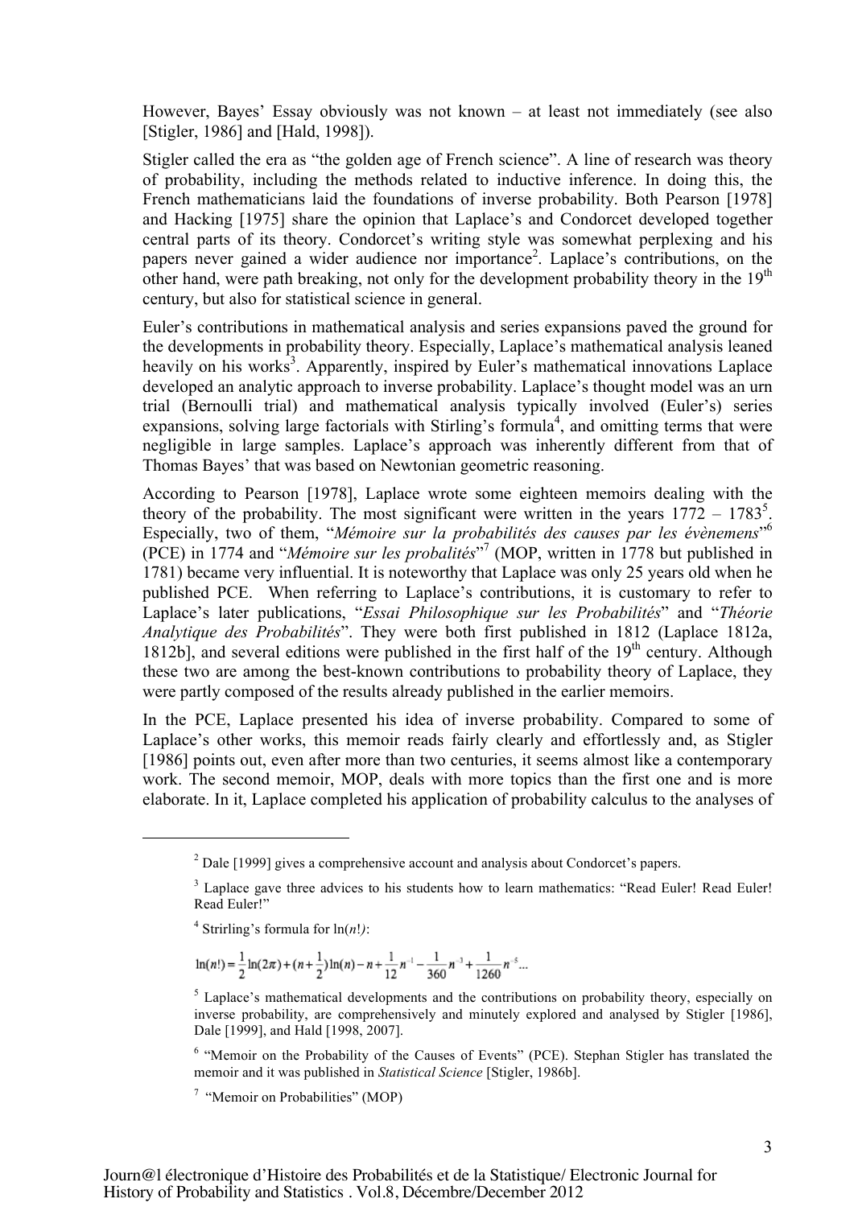However, Bayes' Essay obviously was not known – at least not immediately (see also [Stigler, 1986] and [Hald, 1998]).

Stigler called the era as "the golden age of French science". A line of research was theory of probability, including the methods related to inductive inference. In doing this, the French mathematicians laid the foundations of inverse probability. Both Pearson [1978] and Hacking [1975] share the opinion that Laplace's and Condorcet developed together central parts of its theory. Condorcet's writing style was somewhat perplexing and his papers never gained a wider audience nor importance[2]. Laplace's contributions, on the other hand, were path breaking, not only for the development probability theory in the $19^{th}$ century, but also for statistical science in general.

Euler's contributions in mathematical analysis and series expansions paved the ground for the developments in probability theory. Especially, Laplace's mathematical analysis leaned heavily on his works[3]. Apparently, inspired by Euler's mathematical innovations Laplace developed an analytic approach to inverse probability. Laplace's thought model was an urn trial (Bernoulli trial) and mathematical analysis typically involved (Euler's) series expansions, solving large factorials with Stirling's formula[4], and omitting terms that were negligible in large samples. Laplace's approach was inherently different from that of Thomas Bayes' that was based on Newtonian geometric reasoning.

According to Pearson [1978], Laplace wrote some eighteen memoirs dealing with the theory of the probability. The most significant were written in the years 1772 – 1783[5]. Especially, two of them, "*Mémoire sur la probabilités des causes par les évènemens*"[6] (PCE) in 1774 and "*Mémoire sur les probalités*"[7] (MOP, written in 1778 but published in 1781) became very influential. It is noteworthy that Laplace was only 25 years old when he published PCE. When referring to Laplace's contributions, it is customary to refer to Laplace's later publications, "*Essai Philosophique sur les Probabilités*" and "*Théorie Analytique des Probabilités*". They were both first published in 1812 (Laplace 1812a, 1812b], and several editions were published in the first half of the $19^{th}$ century. Although these two are among the best-known contributions to probability theory of Laplace, they were partly composed of the results already published in the earlier memoirs.

In the PCE, Laplace presented his idea of inverse probability. Compared to some of Laplace's other works, this memoir reads fairly clearly and effortlessly and, as Stigler [1986] points out, even after more than two centuries, it seems almost like a contemporary work. The second memoir, MOP, deals with more topics than the first one and is more elaborate. In it, Laplace completed his application of probability calculus to the analyses of

---

[2] Dale [1999] gives a comprehensive account and analysis about Condorcet's papers.

[3] Laplace gave three advices to his students how to learn mathematics: "Read Euler! Read Euler! Read Euler!"

[4] Strirling's formula for $\ln(n!)$:

$$\ln(n!) = \frac{1}{2}\ln(2\pi) + (n + \frac{1}{2})\ln(n) - n + \frac{1}{12}n^{-1} - \frac{1}{360}n^{-3} + \frac{1}{1260}n^{-5} \ldots$$

[5] Laplace's mathematical developments and the contributions on probability theory, especially on inverse probability, are comprehensively and minutely explored and analysed by Stigler [1986], Dale [1999], and Hald [1998, 2007].

[6] "Memoir on the Probability of the Causes of Events" (PCE). Stephan Stigler has translated the memoir and it was published in *Statistical Science* [Stigler, 1986b].

[7] "Memoir on Probabilities" (MOP)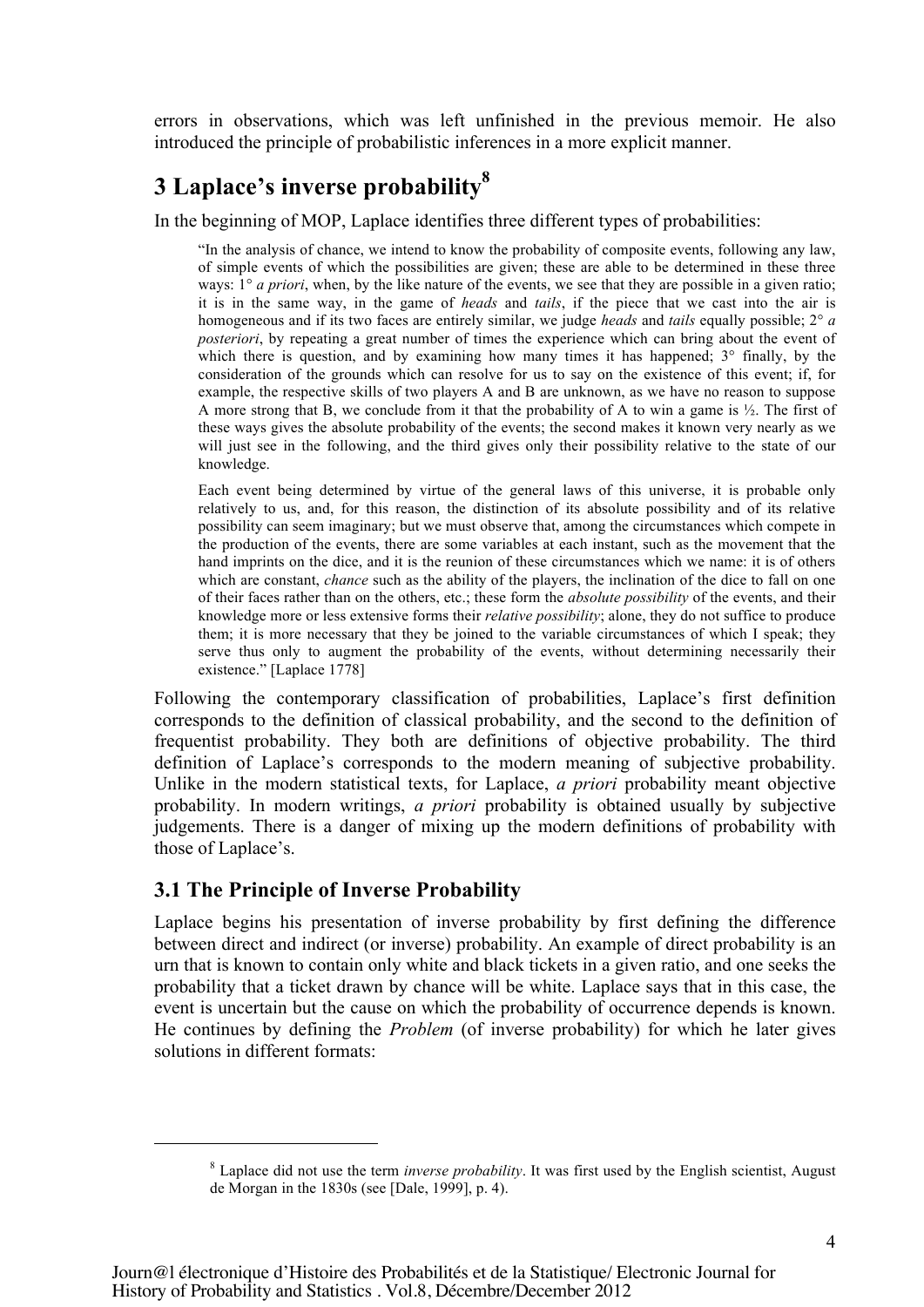errors in observations, which was left unfinished in the previous memoir. He also introduced the principle of probabilistic inferences in a more explicit manner.

## 3 Laplace's inverse probability[8]

In the beginning of MOP, Laplace identifies three different types of probabilities:

> "In the analysis of chance, we intend to know the probability of composite events, following any law, of simple events of which the possibilities are given; these are able to be determined in these three ways: 1° *a priori*, when, by the like nature of the events, we see that they are possible in a given ratio; it is in the same way, in the game of *heads* and *tails*, if the piece that we cast into the air is homogeneous and if its two faces are entirely similar, we judge *heads* and *tails* equally possible; 2° *a posteriori*, by repeating a great number of times the experience which can bring about the event of which there is question, and by examining how many times it has happened; 3° finally, by the consideration of the grounds which can resolve for us to say on the existence of this event; if, for example, the respective skills of two players A and B are unknown, as we have no reason to suppose A more strong that B, we conclude from it that the probability of A to win a game is ½. The first of these ways gives the absolute probability of the events; the second makes it known very nearly as we will just see in the following, and the third gives only their possibility relative to the state of our knowledge.
>
> Each event being determined by virtue of the general laws of this universe, it is probable only relatively to us, and, for this reason, the distinction of its absolute possibility and of its relative possibility can seem imaginary; but we must observe that, among the circumstances which compete in the production of the events, there are some variables at each instant, such as the movement that the hand imprints on the dice, and it is the reunion of these circumstances which we name: it is of others which are constant, *chance* such as the ability of the players, the inclination of the dice to fall on one of their faces rather than on the others, etc.; these form the *absolute possibility* of the events, and their knowledge more or less extensive forms their *relative possibility*; alone, they do not suffice to produce them; it is more necessary that they be joined to the variable circumstances of which I speak; they serve thus only to augment the probability of the events, without determining necessarily their existence." [Laplace 1778]

Following the contemporary classification of probabilities, Laplace's first definition corresponds to the definition of classical probability, and the second to the definition of frequentist probability. They both are definitions of objective probability. The third definition of Laplace's corresponds to the modern meaning of subjective probability. Unlike in the modern statistical texts, for Laplace, *a priori* probability meant objective probability. In modern writings, *a priori* probability is obtained usually by subjective judgements. There is a danger of mixing up the modern definitions of probability with those of Laplace's.

### 3.1 The Principle of Inverse Probability

Laplace begins his presentation of inverse probability by first defining the difference between direct and indirect (or inverse) probability. An example of direct probability is an urn that is known to contain only white and black tickets in a given ratio, and one seeks the probability that a ticket drawn by chance will be white. Laplace says that in this case, the event is uncertain but the cause on which the probability of occurrence depends is known. He continues by defining the *Problem* (of inverse probability) for which he later gives solutions in different formats:

---

[8] Laplace did not use the term *inverse probability*. It was first used by the English scientist, August de Morgan in the 1830s (see [Dale, 1999], p. 4).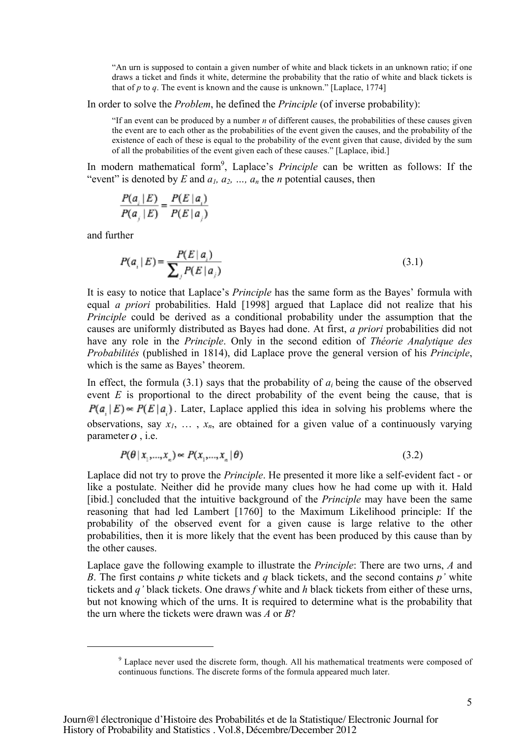> "An urn is supposed to contain a given number of white and black tickets in an unknown ratio; if one draws a ticket and finds it white, determine the probability that the ratio of white and black tickets is that of *p* to *q*. The event is known and the cause is unknown." [Laplace, 1774]

In order to solve the *Problem*, he defined the *Principle* (of inverse probability):

> "If an event can be produced by a number *n* of different causes, the probabilities of these causes given the event are to each other as the probabilities of the event given the causes, and the probability of the existence of each of these is equal to the probability of the event given that cause, divided by the sum of all the probabilities of the event given each of these causes." [Laplace, ibid.]

In modern mathematical form[9], Laplace's *Principle* can be written as follows: If the "event" is denoted by *E* and $a_1, a_2, \ldots, a_n$ the *n* potential causes, then

$$\frac{P(a_i \mid E)}{P(a_j \mid E)} = \frac{P(E \mid a_i)}{P(E \mid a_j)}$$

and further

$$P(a_i \mid E) = \frac{P(E \mid a_i)}{\sum_j P(E \mid a_j)} \tag{3.1}$$

It is easy to notice that Laplace's *Principle* has the same form as the Bayes' formula with equal *a priori* probabilities. Hald [1998] argued that Laplace did not realize that his *Principle* could be derived as a conditional probability under the assumption that the causes are uniformly distributed as Bayes had done. At first, *a priori* probabilities did not have any role in the *Principle*. Only in the second edition of *Théorie Analytique des Probabilités* (published in 1814), did Laplace prove the general version of his *Principle*, which is the same as Bayes' theorem.

In effect, the formula (3.1) says that the probability of $a_i$ being the cause of the observed event *E* is proportional to the direct probability of the event being the cause, that is $P(a_i \mid E) \propto P(E \mid a_i)$. Later, Laplace applied this idea in solving his problems where the observations, say $x_1, \ldots, x_n$, are obtained for a given value of a continuously varying parameter $\theta$, i.e.

$$P(\theta \mid x_1, \ldots, x_n) \propto P(x_1, \ldots, x_n \mid \theta) \tag{3.2}$$

Laplace did not try to prove the *Principle*. He presented it more like a self-evident fact - or like a postulate. Neither did he provide many clues how he had come up with it. Hald [ibid.] concluded that the intuitive background of the *Principle* may have been the same reasoning that had led Lambert [1760] to the Maximum Likelihood principle: If the probability of the observed event for a given cause is large relative to the other probabilities, then it is more likely that the event has been produced by this cause than by the other causes.

Laplace gave the following example to illustrate the *Principle*: There are two urns, *A* and *B*. The first contains *p* white tickets and *q* black tickets, and the second contains *p'* white tickets and *q'* black tickets. One draws *f* white and *h* black tickets from either of these urns, but not knowing which of the urns. It is required to determine what is the probability that the urn where the tickets were drawn was *A* or *B*?

---

[9] Laplace never used the discrete form, though. All his mathematical treatments were composed of continuous functions. The discrete forms of the formula appeared much later.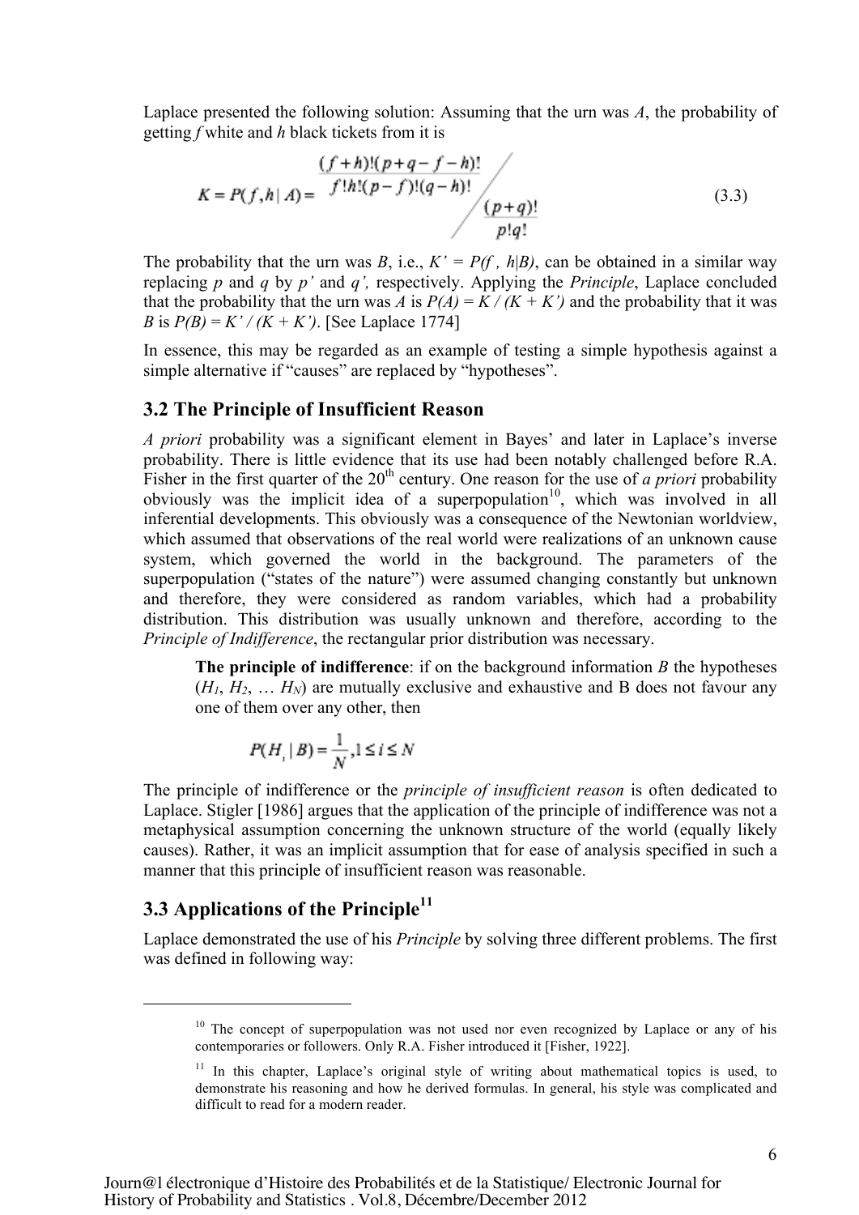Laplace presented the following solution: Assuming that the urn was *A*, the probability of getting *f* white and *h* black tickets from it is

$$K = P(f,h \mid A) = \frac{\dfrac{(f+h)!(p+q-f-h)!}{f!h!(p-f)!(q-h)!}}{\dfrac{(p+q)!}{p!q!}} \tag{3.3}$$

The probability that the urn was *B*, i.e., $K' = P(f, h|B)$, can be obtained in a similar way replacing *p* and *q* by *p'* and *q'*, respectively. Applying the *Principle*, Laplace concluded that the probability that the urn was *A* is $P(A) = K / (K + K')$ and the probability that it was *B* is $P(B) = K' / (K + K')$. [See Laplace 1774]

In essence, this may be regarded as an example of testing a simple hypothesis against a simple alternative if "causes" are replaced by "hypotheses".

## 3.2 The Principle of Insufficient Reason

*A priori* probability was a significant element in Bayes' and later in Laplace's inverse probability. There is little evidence that its use had been notably challenged before R.A. Fisher in the first quarter of the 20th century. One reason for the use of *a priori* probability obviously was the implicit idea of a superpopulation[10], which was involved in all inferential developments. This obviously was a consequence of the Newtonian worldview, which assumed that observations of the real world were realizations of an unknown cause system, which governed the world in the background. The parameters of the superpopulation ("states of the nature") were assumed changing constantly but unknown and therefore, they were considered as random variables, which had a probability distribution. This distribution was usually unknown and therefore, according to the *Principle of Indifference*, the rectangular prior distribution was necessary.

> **The principle of indifference**: if on the background information *B* the hypotheses ($H_1$, $H_2$, … $H_N$) are mutually exclusive and exhaustive and B does not favour any one of them over any other, then
>
> $$P(H_i \mid B) = \frac{1}{N}, 1 \le i \le N$$

The principle of indifference or the *principle of insufficient reason* is often dedicated to Laplace. Stigler [1986] argues that the application of the principle of indifference was not a metaphysical assumption concerning the unknown structure of the world (equally likely causes). Rather, it was an implicit assumption that for ease of analysis specified in such a manner that this principle of insufficient reason was reasonable.

## 3.3 Applications of the Principle[11]

Laplace demonstrated the use of his *Principle* by solving three different problems. The first was defined in following way:

---

[10] The concept of superpopulation was not used nor even recognized by Laplace or any of his contemporaries or followers. Only R.A. Fisher introduced it [Fisher, 1922].

[11] In this chapter, Laplace's original style of writing about mathematical topics is used, to demonstrate his reasoning and how he derived formulas. In general, his style was complicated and difficult to read for a modern reader.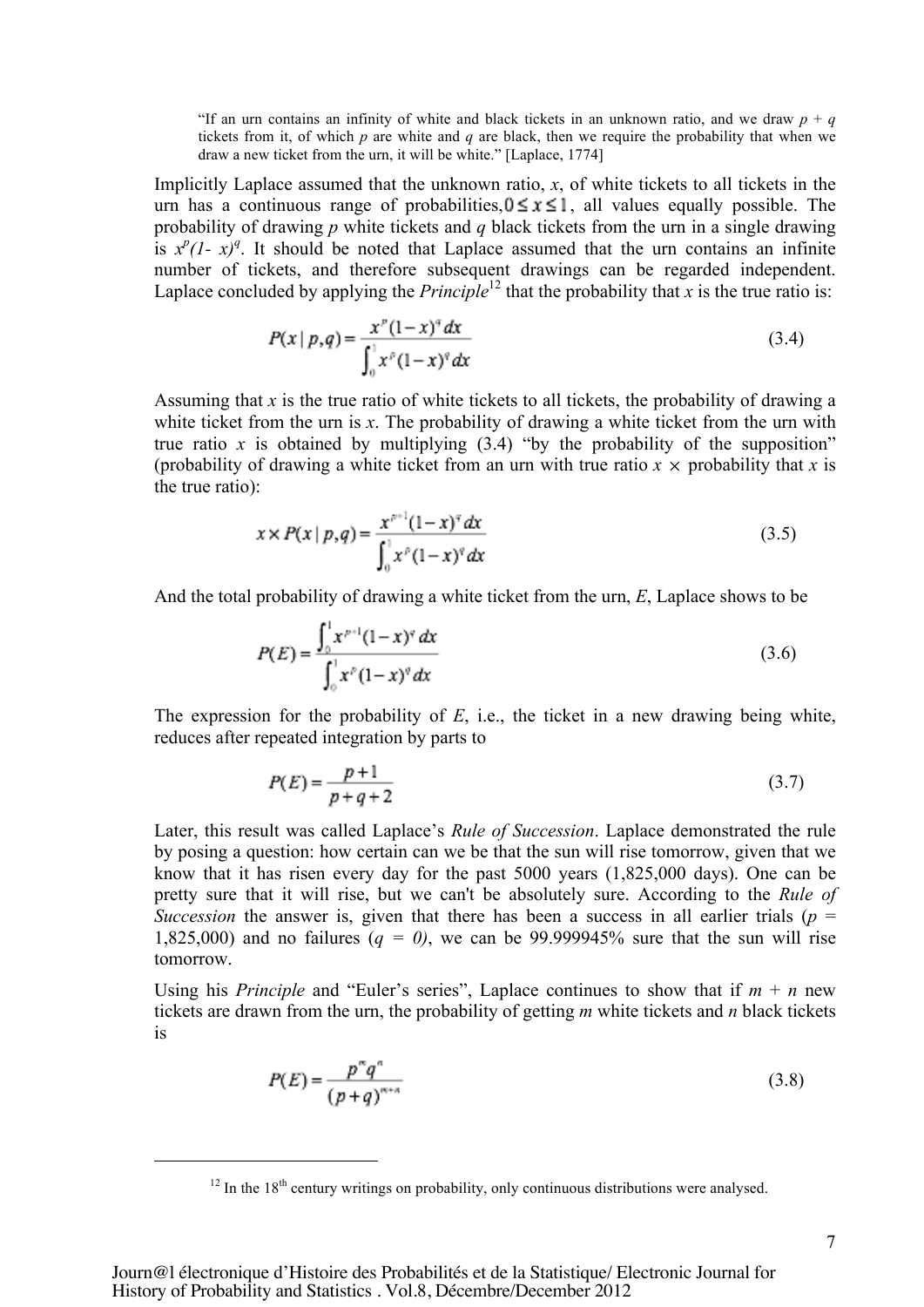> "If an urn contains an infinity of white and black tickets in an unknown ratio, and we draw $p + q$ tickets from it, of which $p$ are white and $q$ are black, then we require the probability that when we draw a new ticket from the urn, it will be white." [Laplace, 1774]

Implicitly Laplace assumed that the unknown ratio, $x$, of white tickets to all tickets in the urn has a continuous range of probabilities, $0 \leq x \leq 1$, all values equally possible. The probability of drawing $p$ white tickets and $q$ black tickets from the urn in a single drawing is $x^p(1-x)^q$. It should be noted that Laplace assumed that the urn contains an infinite number of tickets, and therefore subsequent drawings can be regarded independent. Laplace concluded by applying the *Principle*[12] that the probability that $x$ is the true ratio is:

$$P(x \mid p,q) = \frac{x^p(1-x)^q\,dx}{\int_0^1 x^p(1-x)^q\,dx} \tag{3.4}$$

Assuming that $x$ is the true ratio of white tickets to all tickets, the probability of drawing a white ticket from the urn is $x$. The probability of drawing a white ticket from the urn with true ratio $x$ is obtained by multiplying (3.4) "by the probability of the supposition" (probability of drawing a white ticket from an urn with true ratio $x \times$ probability that $x$ is the true ratio):

$$x \times P(x \mid p,q) = \frac{x^{p+1}(1-x)^q\,dx}{\int_0^1 x^p(1-x)^q\,dx} \tag{3.5}$$

And the total probability of drawing a white ticket from the urn, $E$, Laplace shows to be

$$P(E) = \frac{\int_0^1 x^{p+1}(1-x)^q\,dx}{\int_0^1 x^p(1-x)^q\,dx} \tag{3.6}$$

The expression for the probability of $E$, i.e., the ticket in a new drawing being white, reduces after repeated integration by parts to

$$P(E) = \frac{p+1}{p+q+2} \tag{3.7}$$

Later, this result was called Laplace's *Rule of Succession*. Laplace demonstrated the rule by posing a question: how certain can we be that the sun will rise tomorrow, given that we know that it has risen every day for the past 5000 years (1,825,000 days). One can be pretty sure that it will rise, but we can't be absolutely sure. According to the *Rule of Succession* the answer is, given that there has been a success in all earlier trials ($p$ = 1,825,000) and no failures ($q = 0$), we can be 99.999945% sure that the sun will rise tomorrow.

Using his *Principle* and "Euler's series", Laplace continues to show that if $m + n$ new tickets are drawn from the urn, the probability of getting $m$ white tickets and $n$ black tickets is

$$P(E) = \frac{p^m q^n}{(p+q)^{m+n}} \tag{3.8}$$

---

[12] In the 18th century writings on probability, only continuous distributions were analysed.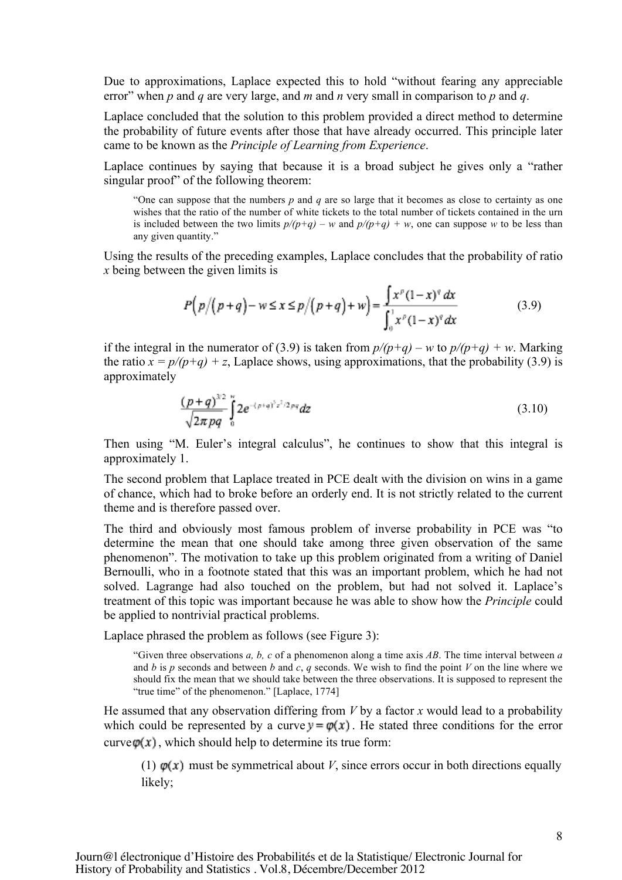Due to approximations, Laplace expected this to hold "without fearing any appreciable error" when *p* and *q* are very large, and *m* and *n* very small in comparison to *p* and *q*.

Laplace concluded that the solution to this problem provided a direct method to determine the probability of future events after those that have already occurred. This principle later came to be known as the *Principle of Learning from Experience*.

Laplace continues by saying that because it is a broad subject he gives only a "rather singular proof" of the following theorem:

> "One can suppose that the numbers *p* and *q* are so large that it becomes as close to certainty as one wishes that the ratio of the number of white tickets to the total number of tickets contained in the urn is included between the two limits $p/(p+q) - w$ and $p/(p+q) + w$, one can suppose *w* to be less than any given quantity."

Using the results of the preceding examples, Laplace concludes that the probability of ratio *x* being between the given limits is

$$P\left(p/(p+q)-w \le x \le p/(p+q)+w\right) = \frac{\int x^p (1-x)^q \, dx}{\int_0^1 x^p (1-x)^q \, dx} \tag{3.9}$$

if the integral in the numerator of (3.9) is taken from $p/(p+q) - w$ to $p/(p+q) + w$. Marking the ratio $x = p/(p+q) + z$, Laplace shows, using approximations, that the probability (3.9) is approximately

$$\frac{(p+q)^{3/2}}{\sqrt{2\pi pq}} \int_0^w 2e^{-(p+q)^3 z^2 / 2pq} dz \tag{3.10}$$

Then using "M. Euler's integral calculus", he continues to show that this integral is approximately 1.

The second problem that Laplace treated in PCE dealt with the division on wins in a game of chance, which had to broke before an orderly end. It is not strictly related to the current theme and is therefore passed over.

The third and obviously most famous problem of inverse probability in PCE was "to determine the mean that one should take among three given observation of the same phenomenon". The motivation to take up this problem originated from a writing of Daniel Bernoulli, who in a footnote stated that this was an important problem, which he had not solved. Lagrange had also touched on the problem, but had not solved it. Laplace's treatment of this topic was important because he was able to show how the *Principle* could be applied to nontrivial practical problems.

Laplace phrased the problem as follows (see Figure 3):

> "Given three observations *a, b, c* of a phenomenon along a time axis *AB*. The time interval between *a* and *b* is *p* seconds and between *b* and *c*, *q* seconds. We wish to find the point *V* on the line where we should fix the mean that we should take between the three observations. It is supposed to represent the "true time" of the phenomenon." [Laplace, 1774]

He assumed that any observation differing from *V* by a factor *x* would lead to a probability which could be represented by a curve $y = \varphi(x)$. He stated three conditions for the error curve $\varphi(x)$, which should help to determine its true form:

(1) $\varphi(x)$ must be symmetrical about *V*, since errors occur in both directions equally likely;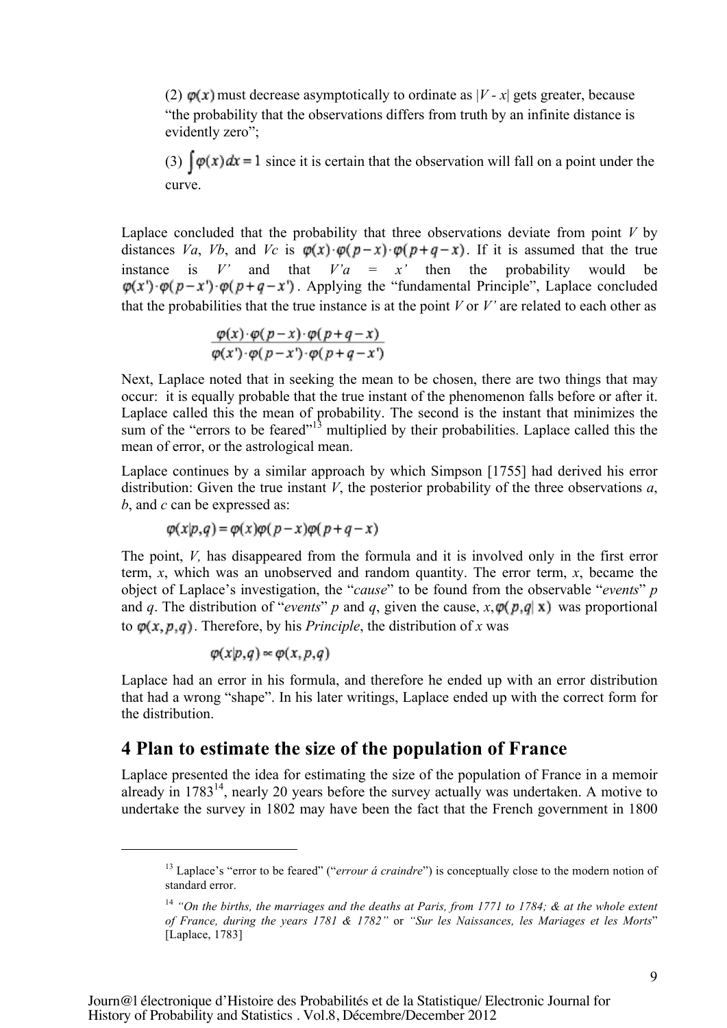(2) $\varphi(x)$ must decrease asymptotically to ordinate as $|V - x|$ gets greater, because "the probability that the observations differs from truth by an infinite distance is evidently zero";

(3) $\int \varphi(x)dx = 1$ since it is certain that the observation will fall on a point under the curve.

Laplace concluded that the probability that three observations deviate from point $V$ by distances $Va$, $Vb$, and $Vc$ is $\varphi(x)\cdot\varphi(p-x)\cdot\varphi(p+q-x)$. If it is assumed that the true instance is $V'$ and that $V'a = x'$ then the probability would be $\varphi(x')\cdot\varphi(p-x')\cdot\varphi(p+q-x')$. Applying the "fundamental Principle", Laplace concluded that the probabilities that the true instance is at the point $V$ or $V'$ are related to each other as

$$\frac{\varphi(x)\cdot\varphi(p-x)\cdot\varphi(p+q-x)}{\varphi(x')\cdot\varphi(p-x')\cdot\varphi(p+q-x')}$$

Next, Laplace noted that in seeking the mean to be chosen, there are two things that may occur: it is equally probable that the true instant of the phenomenon falls before or after it. Laplace called this the mean of probability. The second is the instant that minimizes the sum of the "errors to be feared"[13] multiplied by their probabilities. Laplace called this the mean of error, or the astrological mean.

Laplace continues by a similar approach by which Simpson [1755] had derived his error distribution: Given the true instant $V$, the posterior probability of the three observations $a$, $b$, and $c$ can be expressed as:

$$\varphi(x|p,q) = \varphi(x)\varphi(p-x)\varphi(p+q-x)$$

The point, $V$, has disappeared from the formula and it is involved only in the first error term, $x$, which was an unobserved and random quantity. The error term, $x$, became the object of Laplace's investigation, the "*cause*" to be found from the observable "*events*" $p$ and $q$. The distribution of "*events*" $p$ and $q$, given the cause, $x$, $\varphi(p,q|\,x)$ was proportional to $\varphi(x,p,q)$. Therefore, by his *Principle*, the distribution of $x$ was

$$\varphi(x|p,q) \propto \varphi(x,p,q)$$

Laplace had an error in his formula, and therefore he ended up with an error distribution that had a wrong "shape". In his later writings, Laplace ended up with the correct form for the distribution.

## 4 Plan to estimate the size of the population of France

Laplace presented the idea for estimating the size of the population of France in a memoir already in 1783[14], nearly 20 years before the survey actually was undertaken. A motive to undertake the survey in 1802 may have been the fact that the French government in 1800

---

[13] Laplace's "error to be feared" ("*errour á craindre*") is conceptually close to the modern notion of standard error.

[14] *"On the births, the marriages and the deaths at Paris, from 1771 to 1784; & at the whole extent of France, during the years 1781 & 1782"* or *"Sur les Naissances, les Mariages et les Morts"* [Laplace, 1783]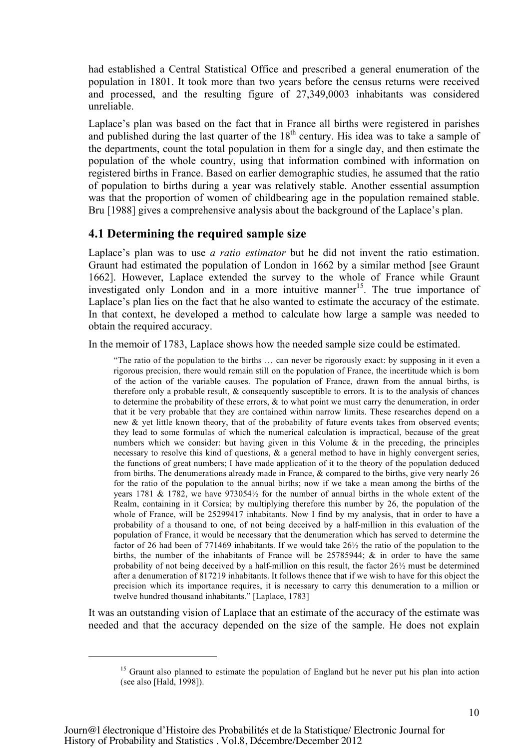had established a Central Statistical Office and prescribed a general enumeration of the population in 1801. It took more than two years before the census returns were received and processed, and the resulting figure of 27,349,0003 inhabitants was considered unreliable.

Laplace's plan was based on the fact that in France all births were registered in parishes and published during the last quarter of the 18th century. His idea was to take a sample of the departments, count the total population in them for a single day, and then estimate the population of the whole country, using that information combined with information on registered births in France. Based on earlier demographic studies, he assumed that the ratio of population to births during a year was relatively stable. Another essential assumption was that the proportion of women of childbearing age in the population remained stable. Bru [1988] gives a comprehensive analysis about the background of the Laplace's plan.

## 4.1 Determining the required sample size

Laplace's plan was to use *a ratio estimator* but he did not invent the ratio estimation. Graunt had estimated the population of London in 1662 by a similar method [see Graunt 1662]. However, Laplace extended the survey to the whole of France while Graunt investigated only London and in a more intuitive manner[15]. The true importance of Laplace's plan lies on the fact that he also wanted to estimate the accuracy of the estimate. In that context, he developed a method to calculate how large a sample was needed to obtain the required accuracy.

In the memoir of 1783, Laplace shows how the needed sample size could be estimated.

> "The ratio of the population to the births … can never be rigorously exact: by supposing in it even a rigorous precision, there would remain still on the population of France, the incertitude which is born of the action of the variable causes. The population of France, drawn from the annual births, is therefore only a probable result, & consequently susceptible to errors. It is to the analysis of chances to determine the probability of these errors, & to what point we must carry the denumeration, in order that it be very probable that they are contained within narrow limits. These researches depend on a new & yet little known theory, that of the probability of future events takes from observed events; they lead to some formulas of which the numerical calculation is impractical, because of the great numbers which we consider: but having given in this Volume & in the preceding, the principles necessary to resolve this kind of questions, & a general method to have in highly convergent series, the functions of great numbers; I have made application of it to the theory of the population deduced from births. The denumerations already made in France, & compared to the births, give very nearly 26 for the ratio of the population to the annual births; now if we take a mean among the births of the years 1781 & 1782, we have 973054½ for the number of annual births in the whole extent of the Realm, containing in it Corsica; by multiplying therefore this number by 26, the population of the whole of France, will be 25299417 inhabitants. Now I find by my analysis, that in order to have a probability of a thousand to one, of not being deceived by a half-million in this evaluation of the population of France, it would be necessary that the denumeration which has served to determine the factor of 26 had been of 771469 inhabitants. If we would take 26½ the ratio of the population to the births, the number of the inhabitants of France will be 25785944; & in order to have the same probability of not being deceived by a half-million on this result, the factor 26½ must be determined after a denumeration of 817219 inhabitants. It follows thence that if we wish to have for this object the precision which its importance requires, it is necessary to carry this denumeration to a million or twelve hundred thousand inhabitants." [Laplace, 1783]

It was an outstanding vision of Laplace that an estimate of the accuracy of the estimate was needed and that the accuracy depended on the size of the sample. He does not explain

[15] Graunt also planned to estimate the population of England but he never put his plan into action (see also [Hald, 1998]).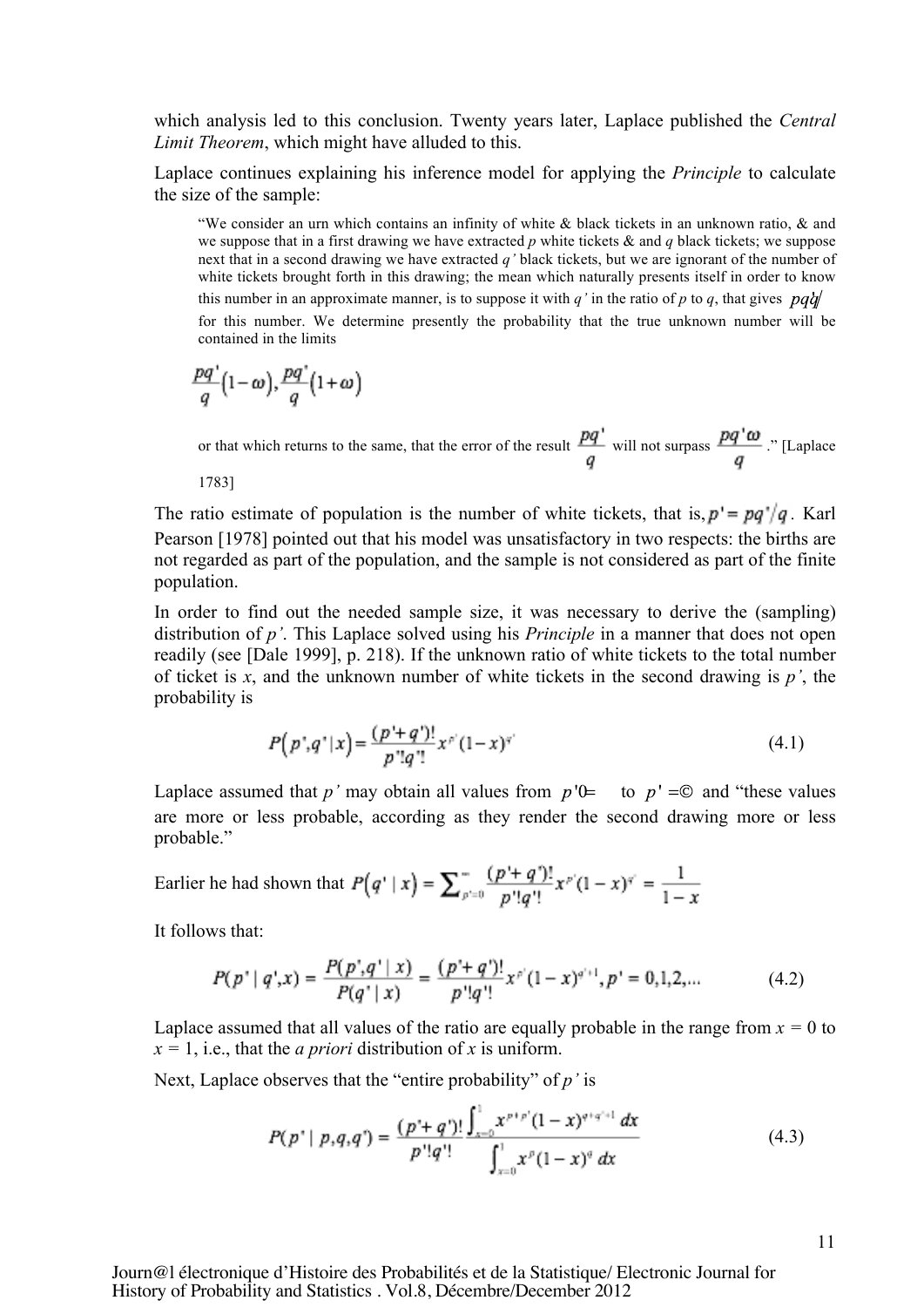which analysis led to this conclusion. Twenty years later, Laplace published the *Central Limit Theorem*, which might have alluded to this.

Laplace continues explaining his inference model for applying the *Principle* to calculate the size of the sample:

> "We consider an urn which contains an infinity of white & black tickets in an unknown ratio, & and we suppose that in a first drawing we have extracted $p$ white tickets & and $q$ black tickets; we suppose next that in a second drawing we have extracted $q'$ black tickets, but we are ignorant of the number of white tickets brought forth in this drawing; the mean which naturally presents itself in order to know this number in an approximate manner, is to suppose it with $q'$ in the ratio of $p$ to $q$, that gives $pq'/q$ for this number. We determine presently the probability that the true unknown number will be contained in the limits
>
> $$\frac{pq'}{q}(1-\omega), \frac{pq'}{q}(1+\omega)$$
>
> or that which returns to the same, that the error of the result $\frac{pq'}{q}$ will not surpass $\frac{pq'\omega}{q}$." [Laplace 1783]

The ratio estimate of population is the number of white tickets, that is, $p' = pq'/q$. Karl Pearson [1978] pointed out that his model was unsatisfactory in two respects: the births are not regarded as part of the population, and the sample is not considered as part of the finite population.

In order to find out the needed sample size, it was necessary to derive the (sampling) distribution of $p'$. This Laplace solved using his *Principle* in a manner that does not open readily (see [Dale 1999], p. 218). If the unknown ratio of white tickets to the total number of ticket is $x$, and the unknown number of white tickets in the second drawing is $p'$, the probability is

$$P\left(p',q' \mid x\right) = \frac{(p'+q')!}{p'!q'!} x^{p'}(1-x)^{q'} \tag{4.1}$$

Laplace assumed that $p'$ may obtain all values from $p'=0$ to $p'=\infty$ and "these values are more or less probable, according as they render the second drawing more or less probable."

Earlier he had shown that $P\left(q' \mid x\right) = \sum_{p'=0}^{\infty} \frac{(p'+q')!}{p'!q'!} x^{p'}(1-x)^{q'} = \frac{1}{1-x}$

It follows that:

$$P(p' \mid q',x) = \frac{P(p',q' \mid x)}{P(q' \mid x)} = \frac{(p'+q')!}{p'!q'!} x^{p'}(1-x)^{q'+1}, p' = 0,1,2,... \tag{4.2}$$

Laplace assumed that all values of the ratio are equally probable in the range from $x = 0$ to $x = 1$, i.e., that the *a priori* distribution of $x$ is uniform.

Next, Laplace observes that the "entire probability" of $p'$ is

$$P(p' \mid p,q,q') = \frac{(p'+q')!}{p'!q'!} \frac{\int_{x=0}^{1} x^{p+p'}(1-x)^{q+q'+1}\, dx}{\int_{x=0}^{1} x^{p}(1-x)^{q}\, dx} \tag{4.3}$$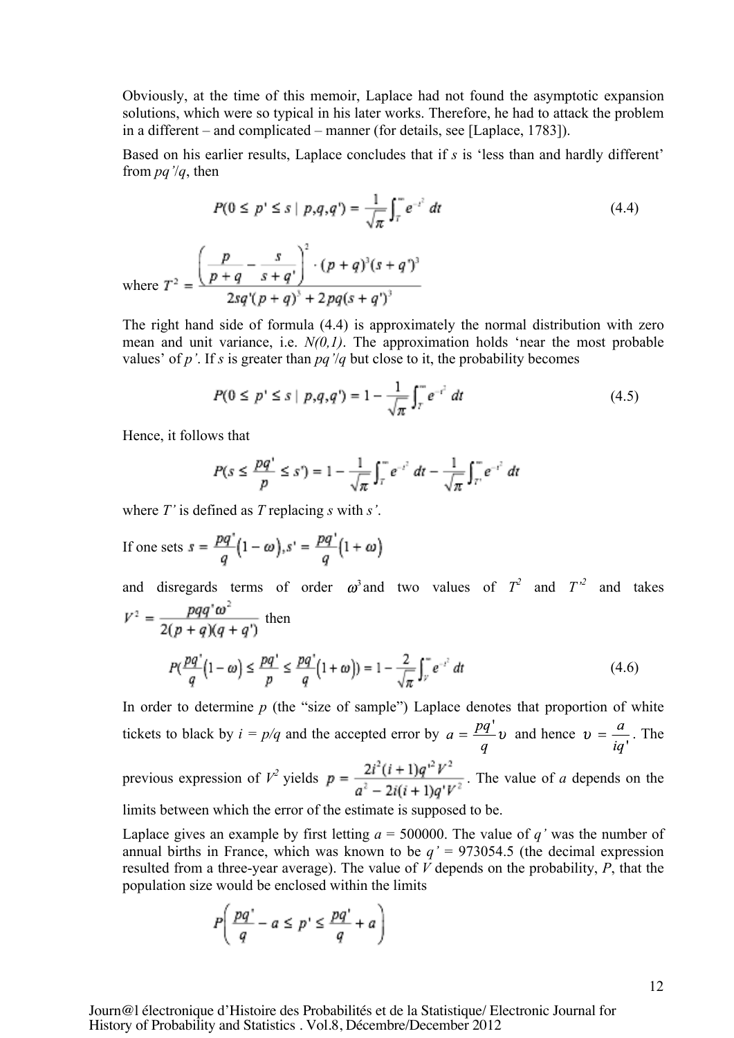Obviously, at the time of this memoir, Laplace had not found the asymptotic expansion solutions, which were so typical in his later works. Therefore, he had to attack the problem in a different – and complicated – manner (for details, see [Laplace, 1783]).

Based on his earlier results, Laplace concludes that if $s$ is 'less than and hardly different' from $pq'/q$, then

$$P(0 \leq p' \leq s \mid p,q,q') = \frac{1}{\sqrt{\pi}} \int_T^{\infty} e^{-t^2} \, dt \tag{4.4}$$

where $T^2 = \dfrac{\left(\dfrac{p}{p+q} - \dfrac{s}{s+q'}\right)^2 \cdot (p+q)^3 (s+q')^3}{2sq'(p+q)^3 + 2pq(s+q')^3}$

The right hand side of formula (4.4) is approximately the normal distribution with zero mean and unit variance, i.e. $N(0,1)$. The approximation holds 'near the most probable values' of $p'$. If $s$ is greater than $pq'/q$ but close to it, the probability becomes

$$P(0 \leq p' \leq s \mid p,q,q') = 1 - \frac{1}{\sqrt{\pi}} \int_T^{\infty} e^{-t^2} \, dt \tag{4.5}$$

Hence, it follows that

$$P(s \leq \frac{pq'}{p} \leq s') = 1 - \frac{1}{\sqrt{\pi}} \int_T^{\infty} e^{-t^2} \, dt - \frac{1}{\sqrt{\pi}} \int_{T'}^{\infty} e^{-t^2} \, dt$$

where $T'$ is defined as $T$ replacing $s$ with $s'$.

If one sets $s = \dfrac{pq'}{q}(1-\omega), s' = \dfrac{pq'}{q}(1+\omega)$

and disregards terms of order $\omega^3$ and two values of $T^2$ and $T'^2$ and takes $V^2 = \dfrac{pqq'\omega^2}{2(p+q)(q+q')}$ then

$$P(\frac{pq'}{q}(1-\omega) \leq \frac{pq'}{p} \leq \frac{pq'}{q}(1+\omega)) = 1 - \frac{2}{\sqrt{\pi}} \int_V^{\infty} e^{-t^2} \, dt \tag{4.6}$$

In order to determine $p$ (the "size of sample") Laplace denotes that proportion of white tickets to black by $i = p/q$ and the accepted error by $a = \dfrac{pq'}{q}\upsilon$ and hence $\upsilon = \dfrac{a}{iq'}$. The previous expression of $V^2$ yields $p = \dfrac{2i^2(i+1)q'^2 V^2}{a^2 - 2i(i+1)q'V^2}$. The value of $a$ depends on the limits between which the error of the estimate is supposed to be.

Laplace gives an example by first letting $a$ = 500000. The value of $q'$ was the number of annual births in France, which was known to be $q'$ = 973054.5 (the decimal expression resulted from a three-year average). The value of $V$ depends on the probability, $P$, that the population size would be enclosed within the limits

$$P\left(\frac{pq'}{q} - a \leq p' \leq \frac{pq'}{q} + a\right)$$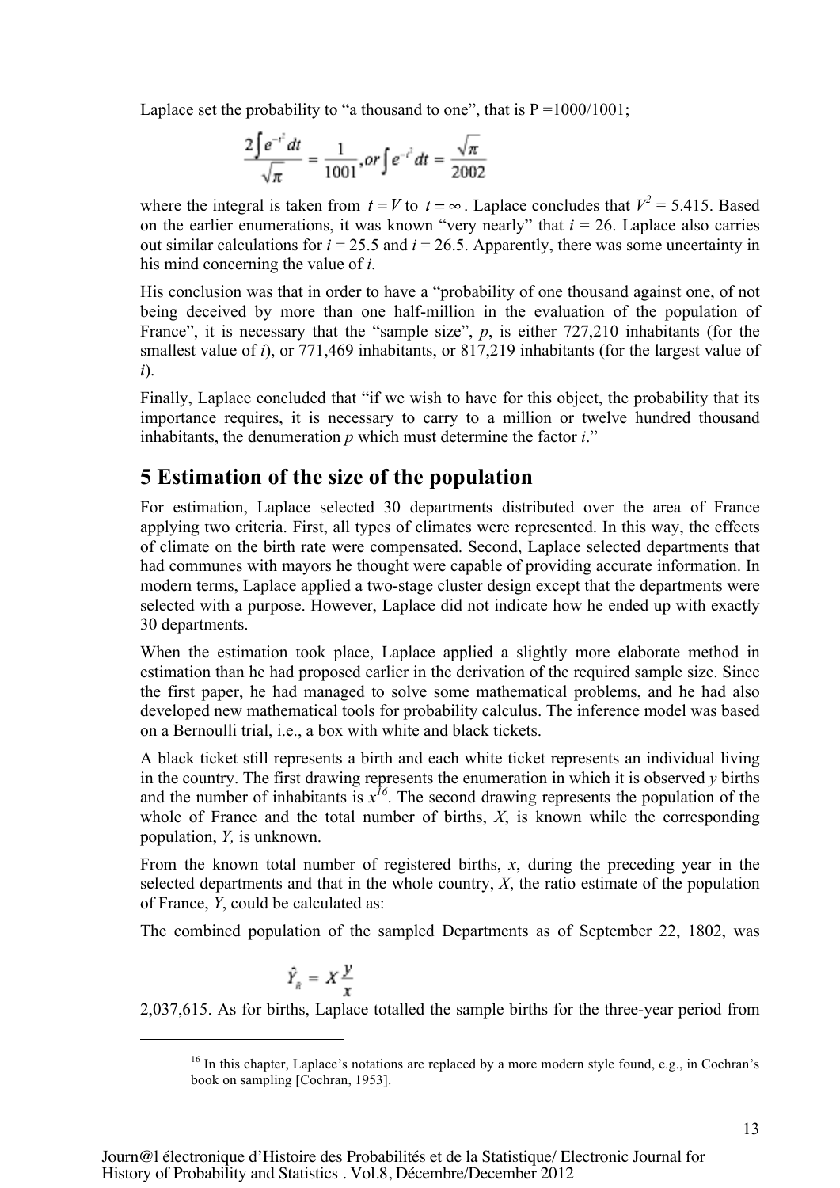Laplace set the probability to "a thousand to one", that is P =1000/1001;

$$\frac{2\int e^{-t^2}dt}{\sqrt{\pi}} = \frac{1}{1001}, or \int e^{-t^2}dt = \frac{\sqrt{\pi}}{2002}$$

where the integral is taken from $t = V$ to $t = \infty$. Laplace concludes that $V^2 = 5.415$. Based on the earlier enumerations, it was known "very nearly" that $i = 26$. Laplace also carries out similar calculations for $i = 25.5$ and $i = 26.5$. Apparently, there was some uncertainty in his mind concerning the value of $i$.

His conclusion was that in order to have a "probability of one thousand against one, of not being deceived by more than one half-million in the evaluation of the population of France", it is necessary that the "sample size", $p$, is either 727,210 inhabitants (for the smallest value of $i$), or 771,469 inhabitants, or 817,219 inhabitants (for the largest value of $i$).

Finally, Laplace concluded that "if we wish to have for this object, the probability that its importance requires, it is necessary to carry to a million or twelve hundred thousand inhabitants, the denumeration $p$ which must determine the factor $i$."

## 5 Estimation of the size of the population

For estimation, Laplace selected 30 departments distributed over the area of France applying two criteria. First, all types of climates were represented. In this way, the effects of climate on the birth rate were compensated. Second, Laplace selected departments that had communes with mayors he thought were capable of providing accurate information. In modern terms, Laplace applied a two-stage cluster design except that the departments were selected with a purpose. However, Laplace did not indicate how he ended up with exactly 30 departments.

When the estimation took place, Laplace applied a slightly more elaborate method in estimation than he had proposed earlier in the derivation of the required sample size. Since the first paper, he had managed to solve some mathematical problems, and he had also developed new mathematical tools for probability calculus. The inference model was based on a Bernoulli trial, i.e., a box with white and black tickets.

A black ticket still represents a birth and each white ticket represents an individual living in the country. The first drawing represents the enumeration in which it is observed $y$ births and the number of inhabitants is $x$[16]. The second drawing represents the population of the whole of France and the total number of births, $X$, is known while the corresponding population, $Y$, is unknown.

From the known total number of registered births, $x$, during the preceding year in the selected departments and that in the whole country, $X$, the ratio estimate of the population of France, $Y$, could be calculated as:

$$\hat{Y}_{\hat{R}} = X\frac{y}{x}$$

The combined population of the sampled Departments as of September 22, 1802, was 2,037,615. As for births, Laplace totalled the sample births for the three-year period from

[16] In this chapter, Laplace's notations are replaced by a more modern style found, e.g., in Cochran's book on sampling [Cochran, 1953].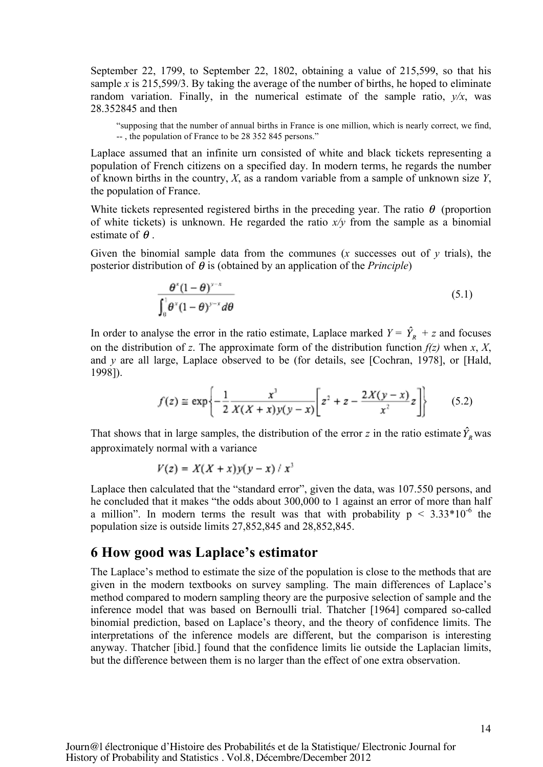September 22, 1799, to September 22, 1802, obtaining a value of 215,599, so that his sample $x$ is 215,599/3. By taking the average of the number of births, he hoped to eliminate random variation. Finally, in the numerical estimate of the sample ratio, $y/x$, was 28.352845 and then

> "supposing that the number of annual births in France is one million, which is nearly correct, we find, -- , the population of France to be 28 352 845 persons."

Laplace assumed that an infinite urn consisted of white and black tickets representing a population of French citizens on a specified day. In modern terms, he regards the number of known births in the country, $X$, as a random variable from a sample of unknown size $Y$, the population of France.

White tickets represented registered births in the preceding year. The ratio $\theta$ (proportion of white tickets) is unknown. He regarded the ratio $x/y$ from the sample as a binomial estimate of $\theta$.

Given the binomial sample data from the communes ($x$ successes out of $y$ trials), the posterior distribution of $\theta$ is (obtained by an application of the *Principle*)

$$\frac{\theta^x(1-\theta)^{y-x}}{\int_0^1 \theta^x(1-\theta)^{y-x}d\theta} \tag{5.1}$$

In order to analyse the error in the ratio estimate, Laplace marked $Y = \hat{Y}_R + z$ and focuses on the distribution of $z$. The approximate form of the distribution function $f(z)$ when $x$, $X$, and $y$ are all large, Laplace observed to be (for details, see [Cochran, 1978], or [Hald, 1998]).

$$f(z) \cong \exp\left\{-\frac{1}{2}\frac{x^3}{X(X+x)y(y-x)}\left[z^2 + z - \frac{2X(y-x)}{x^2}z\right]\right\} \tag{5.2}$$

That shows that in large samples, the distribution of the error $z$ in the ratio estimate $\hat{Y}_R$ was approximately normal with a variance

$$V(z) = X(X+x)y(y-x)/x^3$$

Laplace then calculated that the "standard error", given the data, was 107.550 persons, and he concluded that it makes "the odds about 300,000 to 1 against an error of more than half a million". In modern terms the result was that with probability $p < 3.33 * 10^{-6}$ the population size is outside limits 27,852,845 and 28,852,845.

## 6 How good was Laplace's estimator

The Laplace's method to estimate the size of the population is close to the methods that are given in the modern textbooks on survey sampling. The main differences of Laplace's method compared to modern sampling theory are the purposive selection of sample and the inference model that was based on Bernoulli trial. Thatcher [1964] compared so-called binomial prediction, based on Laplace's theory, and the theory of confidence limits. The interpretations of the inference models are different, but the comparison is interesting anyway. Thatcher [ibid.] found that the confidence limits lie outside the Laplacian limits, but the difference between them is no larger than the effect of one extra observation.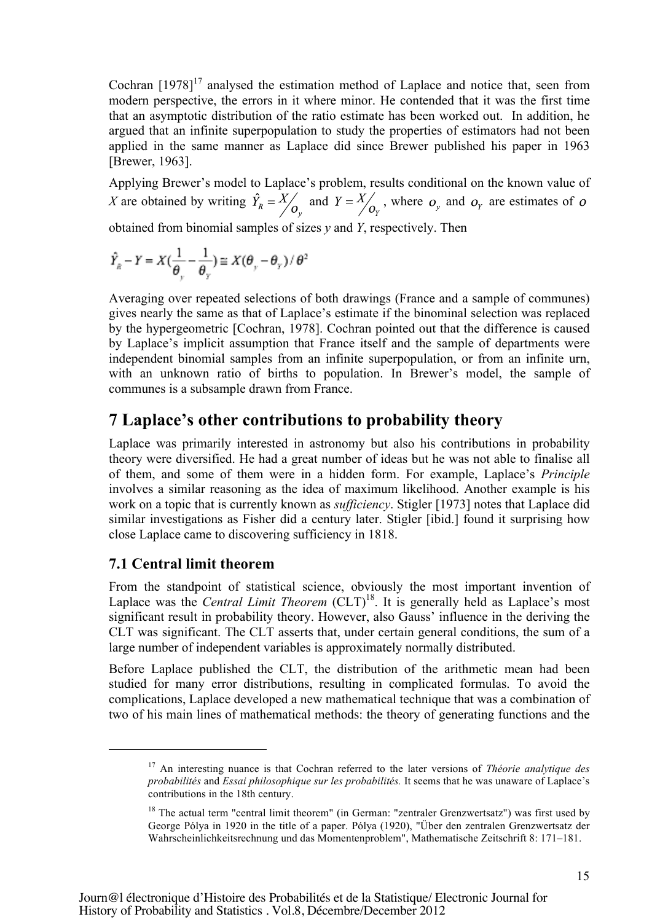Cochran [1978][17] analysed the estimation method of Laplace and notice that, seen from modern perspective, the errors in it where minor. He contended that it was the first time that an asymptotic distribution of the ratio estimate has been worked out. In addition, he argued that an infinite superpopulation to study the properties of estimators had not been applied in the same manner as Laplace did since Brewer published his paper in 1963 [Brewer, 1963].

Applying Brewer's model to Laplace's problem, results conditional on the known value of *X* are obtained by writing $\hat{Y}_R = X / o_y$ and $Y = X / o_Y$, where $o_y$ and $o_Y$ are estimates of $o$ obtained from binomial samples of sizes *y* and *Y*, respectively. Then

$$\hat{Y}_R - Y = X\left(\frac{1}{\theta_y} - \frac{1}{\theta_Y}\right) \cong X(\theta_y - \theta_Y)/\theta^2$$

Averaging over repeated selections of both drawings (France and a sample of communes) gives nearly the same as that of Laplace's estimate if the binominal selection was replaced by the hypergeometric [Cochran, 1978]. Cochran pointed out that the difference is caused by Laplace's implicit assumption that France itself and the sample of departments were independent binomial samples from an infinite superpopulation, or from an infinite urn, with an unknown ratio of births to population. In Brewer's model, the sample of communes is a subsample drawn from France.

## 7 Laplace's other contributions to probability theory

Laplace was primarily interested in astronomy but also his contributions in probability theory were diversified. He had a great number of ideas but he was not able to finalise all of them, and some of them were in a hidden form. For example, Laplace's *Principle* involves a similar reasoning as the idea of maximum likelihood. Another example is his work on a topic that is currently known as *sufficiency*. Stigler [1973] notes that Laplace did similar investigations as Fisher did a century later. Stigler [ibid.] found it surprising how close Laplace came to discovering sufficiency in 1818.

### 7.1 Central limit theorem

From the standpoint of statistical science, obviously the most important invention of Laplace was the *Central Limit Theorem* (CLT)[18]. It is generally held as Laplace's most significant result in probability theory. However, also Gauss' influence in the deriving the CLT was significant. The CLT asserts that, under certain general conditions, the sum of a large number of independent variables is approximately normally distributed.

Before Laplace published the CLT, the distribution of the arithmetic mean had been studied for many error distributions, resulting in complicated formulas. To avoid the complications, Laplace developed a new mathematical technique that was a combination of two of his main lines of mathematical methods: the theory of generating functions and the

---

[17] An interesting nuance is that Cochran referred to the later versions of *Théorie analytique des probabilités* and *Essai philosophique sur les probabilités.* It seems that he was unaware of Laplace's contributions in the 18th century.

[18] The actual term "central limit theorem" (in German: "zentraler Grenzwertsatz") was first used by George Pólya in 1920 in the title of a paper. Pólya (1920), "Über den zentralen Grenzwertsatz der Wahrscheinlichkeitsrechnung und das Momentenproblem", Mathematische Zeitschrift 8: 171–181.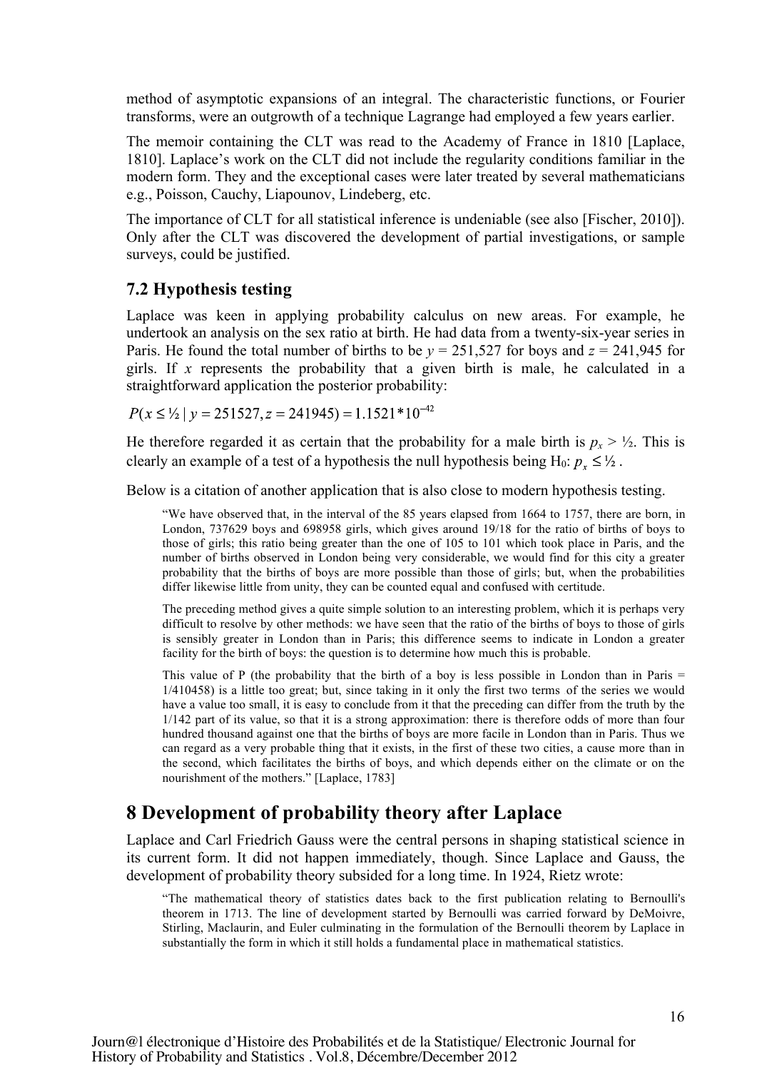method of asymptotic expansions of an integral. The characteristic functions, or Fourier transforms, were an outgrowth of a technique Lagrange had employed a few years earlier.

The memoir containing the CLT was read to the Academy of France in 1810 [Laplace, 1810]. Laplace's work on the CLT did not include the regularity conditions familiar in the modern form. They and the exceptional cases were later treated by several mathematicians e.g., Poisson, Cauchy, Liapounov, Lindeberg, etc.

The importance of CLT for all statistical inference is undeniable (see also [Fischer, 2010]). Only after the CLT was discovered the development of partial investigations, or sample surveys, could be justified.

### 7.2 Hypothesis testing

Laplace was keen in applying probability calculus on new areas. For example, he undertook an analysis on the sex ratio at birth. He had data from a twenty-six-year series in Paris. He found the total number of births to be $y = 251,527$ for boys and $z = 241,945$ for girls. If $x$ represents the probability that a given birth is male, he calculated in a straightforward application the posterior probability:

$$P(x \leq ½ \mid y = 251527, z = 241945) = 1.1521 * 10^{-42}$$

He therefore regarded it as certain that the probability for a male birth is $p_x > ½$. This is clearly an example of a test of a hypothesis the null hypothesis being $H_0$: $p_x \leq ½$.

Below is a citation of another application that is also close to modern hypothesis testing.

> "We have observed that, in the interval of the 85 years elapsed from 1664 to 1757, there are born, in London, 737629 boys and 698958 girls, which gives around 19/18 for the ratio of births of boys to those of girls; this ratio being greater than the one of 105 to 101 which took place in Paris, and the number of births observed in London being very considerable, we would find for this city a greater probability that the births of boys are more possible than those of girls; but, when the probabilities differ likewise little from unity, they can be counted equal and confused with certitude.
>
> The preceding method gives a quite simple solution to an interesting problem, which it is perhaps very difficult to resolve by other methods: we have seen that the ratio of the births of boys to those of girls is sensibly greater in London than in Paris; this difference seems to indicate in London a greater facility for the birth of boys: the question is to determine how much this is probable.
>
> This value of P (the probability that the birth of a boy is less possible in London than in Paris = 1/410458) is a little too great; but, since taking in it only the first two terms of the series we would have a value too small, it is easy to conclude from it that the preceding can differ from the truth by the 1/142 part of its value, so that it is a strong approximation: there is therefore odds of more than four hundred thousand against one that the births of boys are more facile in London than in Paris. Thus we can regard as a very probable thing that it exists, in the first of these two cities, a cause more than in the second, which facilitates the births of boys, and which depends either on the climate or on the nourishment of the mothers." [Laplace, 1783]

## 8 Development of probability theory after Laplace

Laplace and Carl Friedrich Gauss were the central persons in shaping statistical science in its current form. It did not happen immediately, though. Since Laplace and Gauss, the development of probability theory subsided for a long time. In 1924, Rietz wrote:

> "The mathematical theory of statistics dates back to the first publication relating to Bernoulli's theorem in 1713. The line of development started by Bernoulli was carried forward by DeMoivre, Stirling, Maclaurin, and Euler culminating in the formulation of the Bernoulli theorem by Laplace in substantially the form in which it still holds a fundamental place in mathematical statistics.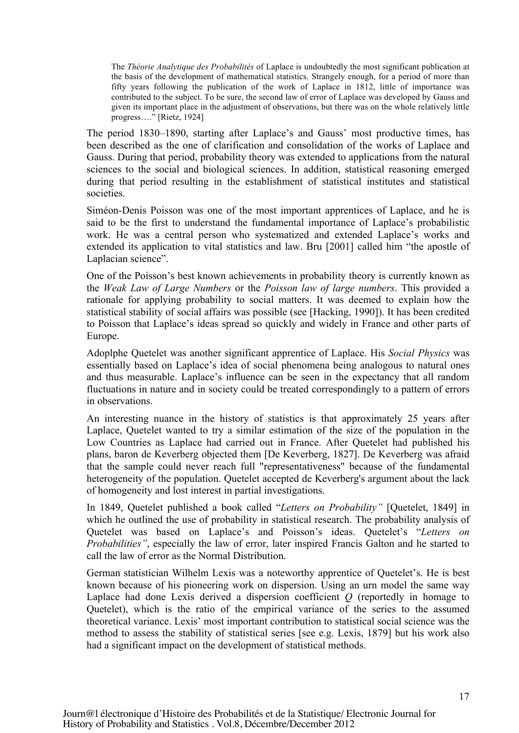> The *Théorie Analytique des Probabilités* of Laplace is undoubtedly the most significant publication at the basis of the development of mathematical statistics. Strangely enough, for a period of more than fifty years following the publication of the work of Laplace in 1812, little of importance was contributed to the subject. To be sure, the second law of error of Laplace was developed by Gauss and given its important place in the adjustment of observations, but there was on the whole relatively little progress…." [Rietz, 1924]

The period 1830–1890, starting after Laplace's and Gauss' most productive times, has been described as the one of clarification and consolidation of the works of Laplace and Gauss. During that period, probability theory was extended to applications from the natural sciences to the social and biological sciences. In addition, statistical reasoning emerged during that period resulting in the establishment of statistical institutes and statistical societies.

Siméon-Denis Poisson was one of the most important apprentices of Laplace, and he is said to be the first to understand the fundamental importance of Laplace's probabilistic work. He was a central person who systematized and extended Laplace's works and extended its application to vital statistics and law. Bru [2001] called him "the apostle of Laplacian science".

One of the Poisson's best known achievements in probability theory is currently known as the *Weak Law of Large Numbers* or the *Poisson law of large numbers*. This provided a rationale for applying probability to social matters. It was deemed to explain how the statistical stability of social affairs was possible (see [Hacking, 1990]). It has been credited to Poisson that Laplace's ideas spread so quickly and widely in France and other parts of Europe.

Adoplphe Quetelet was another significant apprentice of Laplace. His *Social Physics* was essentially based on Laplace's idea of social phenomena being analogous to natural ones and thus measurable. Laplace's influence can be seen in the expectancy that all random fluctuations in nature and in society could be treated correspondingly to a pattern of errors in observations.

An interesting nuance in the history of statistics is that approximately 25 years after Laplace, Quetelet wanted to try a similar estimation of the size of the population in the Low Countries as Laplace had carried out in France. After Quetelet had published his plans, baron de Keverberg objected them [De Keverberg, 1827]. De Keverberg was afraid that the sample could never reach full "representativeness" because of the fundamental heterogeneity of the population. Quetelet accepted de Keverberg's argument about the lack of homogeneity and lost interest in partial investigations.

In 1849, Quetelet published a book called "*Letters on Probability"* [Quetelet, 1849] in which he outlined the use of probability in statistical research. The probability analysis of Quetelet was based on Laplace's and Poisson's ideas. Quetelet's "*Letters on Probabilities"*, especially the law of error, later inspired Francis Galton and he started to call the law of error as the Normal Distribution.

German statistician Wilhelm Lexis was a noteworthy apprentice of Quetelet's. He is best known because of his pioneering work on dispersion. Using an urn model the same way Laplace had done Lexis derived a dispersion coefficient $Q$ (reportedly in homage to Quetelet), which is the ratio of the empirical variance of the series to the assumed theoretical variance. Lexis' most important contribution to statistical social science was the method to assess the stability of statistical series [see e.g. Lexis, 1879] but his work also had a significant impact on the development of statistical methods.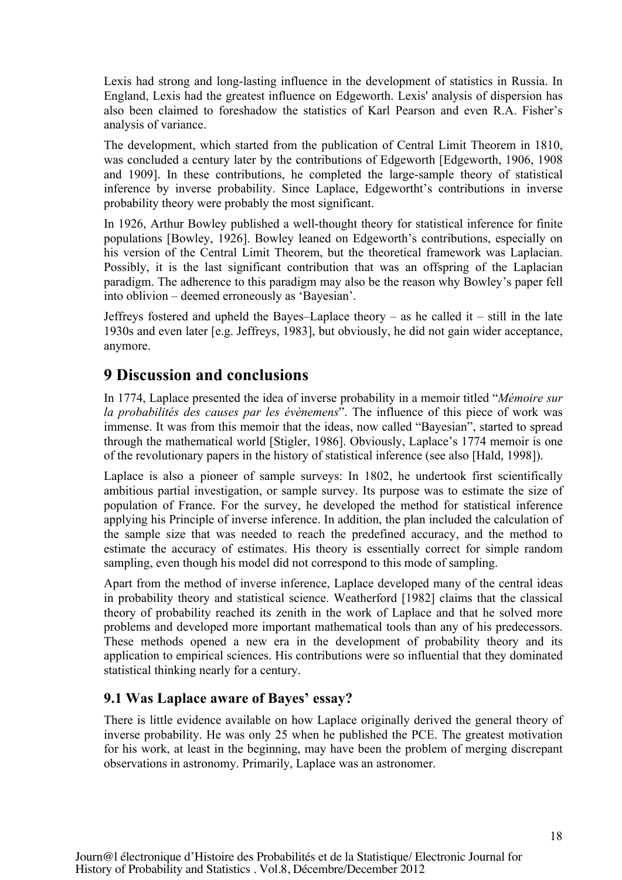Lexis had strong and long-lasting influence in the development of statistics in Russia. In England, Lexis had the greatest influence on Edgeworth. Lexis' analysis of dispersion has also been claimed to foreshadow the statistics of Karl Pearson and even R.A. Fisher's analysis of variance.

The development, which started from the publication of Central Limit Theorem in 1810, was concluded a century later by the contributions of Edgeworth [Edgeworth, 1906, 1908 and 1909]. In these contributions, he completed the large-sample theory of statistical inference by inverse probability. Since Laplace, Edgewortht's contributions in inverse probability theory were probably the most significant.

In 1926, Arthur Bowley published a well-thought theory for statistical inference for finite populations [Bowley, 1926]. Bowley leaned on Edgeworth's contributions, especially on his version of the Central Limit Theorem, but the theoretical framework was Laplacian. Possibly, it is the last significant contribution that was an offspring of the Laplacian paradigm. The adherence to this paradigm may also be the reason why Bowley's paper fell into oblivion – deemed erroneously as 'Bayesian'.

Jeffreys fostered and upheld the Bayes–Laplace theory – as he called it – still in the late 1930s and even later [e.g. Jeffreys, 1983], but obviously, he did not gain wider acceptance, anymore.

# 9 Discussion and conclusions

In 1774, Laplace presented the idea of inverse probability in a memoir titled "*Mémoire sur la probabilités des causes par les évènemens*". The influence of this piece of work was immense. It was from this memoir that the ideas, now called "Bayesian", started to spread through the mathematical world [Stigler, 1986]. Obviously, Laplace's 1774 memoir is one of the revolutionary papers in the history of statistical inference (see also [Hald, 1998]).

Laplace is also a pioneer of sample surveys: In 1802, he undertook first scientifically ambitious partial investigation, or sample survey. Its purpose was to estimate the size of population of France. For the survey, he developed the method for statistical inference applying his Principle of inverse inference. In addition, the plan included the calculation of the sample size that was needed to reach the predefined accuracy, and the method to estimate the accuracy of estimates. His theory is essentially correct for simple random sampling, even though his model did not correspond to this mode of sampling.

Apart from the method of inverse inference, Laplace developed many of the central ideas in probability theory and statistical science. Weatherford [1982] claims that the classical theory of probability reached its zenith in the work of Laplace and that he solved more problems and developed more important mathematical tools than any of his predecessors. These methods opened a new era in the development of probability theory and its application to empirical sciences. His contributions were so influential that they dominated statistical thinking nearly for a century.

## 9.1 Was Laplace aware of Bayes' essay?

There is little evidence available on how Laplace originally derived the general theory of inverse probability. He was only 25 when he published the PCE. The greatest motivation for his work, at least in the beginning, may have been the problem of merging discrepant observations in astronomy. Primarily, Laplace was an astronomer.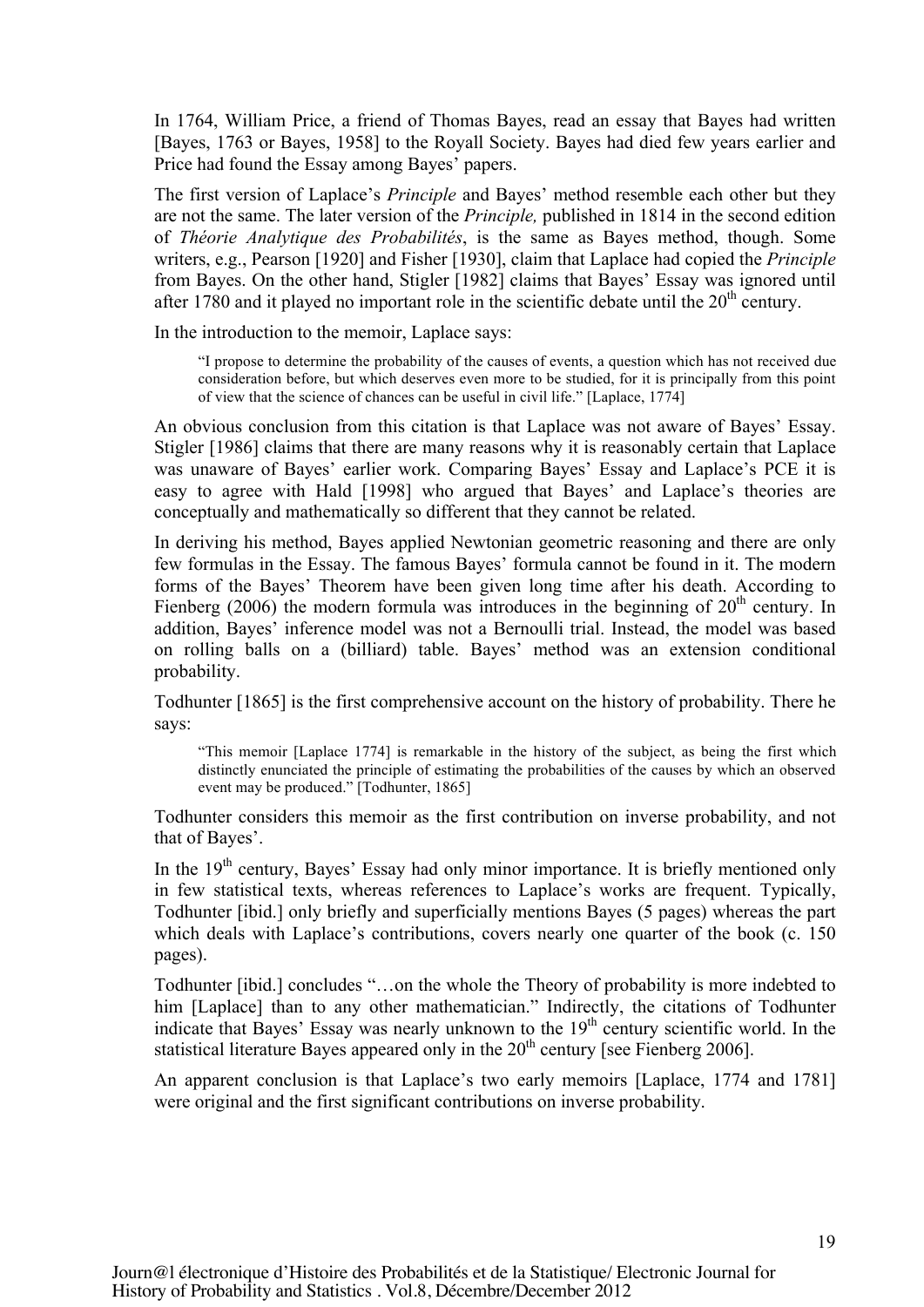In 1764, William Price, a friend of Thomas Bayes, read an essay that Bayes had written [Bayes, 1763 or Bayes, 1958] to the Royall Society. Bayes had died few years earlier and Price had found the Essay among Bayes' papers.

The first version of Laplace's *Principle* and Bayes' method resemble each other but they are not the same. The later version of the *Principle,* published in 1814 in the second edition of *Théorie Analytique des Probabilités*, is the same as Bayes method, though. Some writers, e.g., Pearson [1920] and Fisher [1930], claim that Laplace had copied the *Principle* from Bayes. On the other hand, Stigler [1982] claims that Bayes' Essay was ignored until after 1780 and it played no important role in the scientific debate until the 20th century.

In the introduction to the memoir, Laplace says:

> "I propose to determine the probability of the causes of events, a question which has not received due consideration before, but which deserves even more to be studied, for it is principally from this point of view that the science of chances can be useful in civil life." [Laplace, 1774]

An obvious conclusion from this citation is that Laplace was not aware of Bayes' Essay. Stigler [1986] claims that there are many reasons why it is reasonably certain that Laplace was unaware of Bayes' earlier work. Comparing Bayes' Essay and Laplace's PCE it is easy to agree with Hald [1998] who argued that Bayes' and Laplace's theories are conceptually and mathematically so different that they cannot be related.

In deriving his method, Bayes applied Newtonian geometric reasoning and there are only few formulas in the Essay. The famous Bayes' formula cannot be found in it. The modern forms of the Bayes' Theorem have been given long time after his death. According to Fienberg (2006) the modern formula was introduces in the beginning of 20th century. In addition, Bayes' inference model was not a Bernoulli trial. Instead, the model was based on rolling balls on a (billiard) table. Bayes' method was an extension conditional probability.

Todhunter [1865] is the first comprehensive account on the history of probability. There he says:

> "This memoir [Laplace 1774] is remarkable in the history of the subject, as being the first which distinctly enunciated the principle of estimating the probabilities of the causes by which an observed event may be produced." [Todhunter, 1865]

Todhunter considers this memoir as the first contribution on inverse probability, and not that of Bayes'.

In the 19th century, Bayes' Essay had only minor importance. It is briefly mentioned only in few statistical texts, whereas references to Laplace's works are frequent. Typically, Todhunter [ibid.] only briefly and superficially mentions Bayes (5 pages) whereas the part which deals with Laplace's contributions, covers nearly one quarter of the book (c. 150 pages).

Todhunter [ibid.] concludes "…on the whole the Theory of probability is more indebted to him [Laplace] than to any other mathematician." Indirectly, the citations of Todhunter indicate that Bayes' Essay was nearly unknown to the 19th century scientific world. In the statistical literature Bayes appeared only in the 20th century [see Fienberg 2006].

An apparent conclusion is that Laplace's two early memoirs [Laplace, 1774 and 1781] were original and the first significant contributions on inverse probability.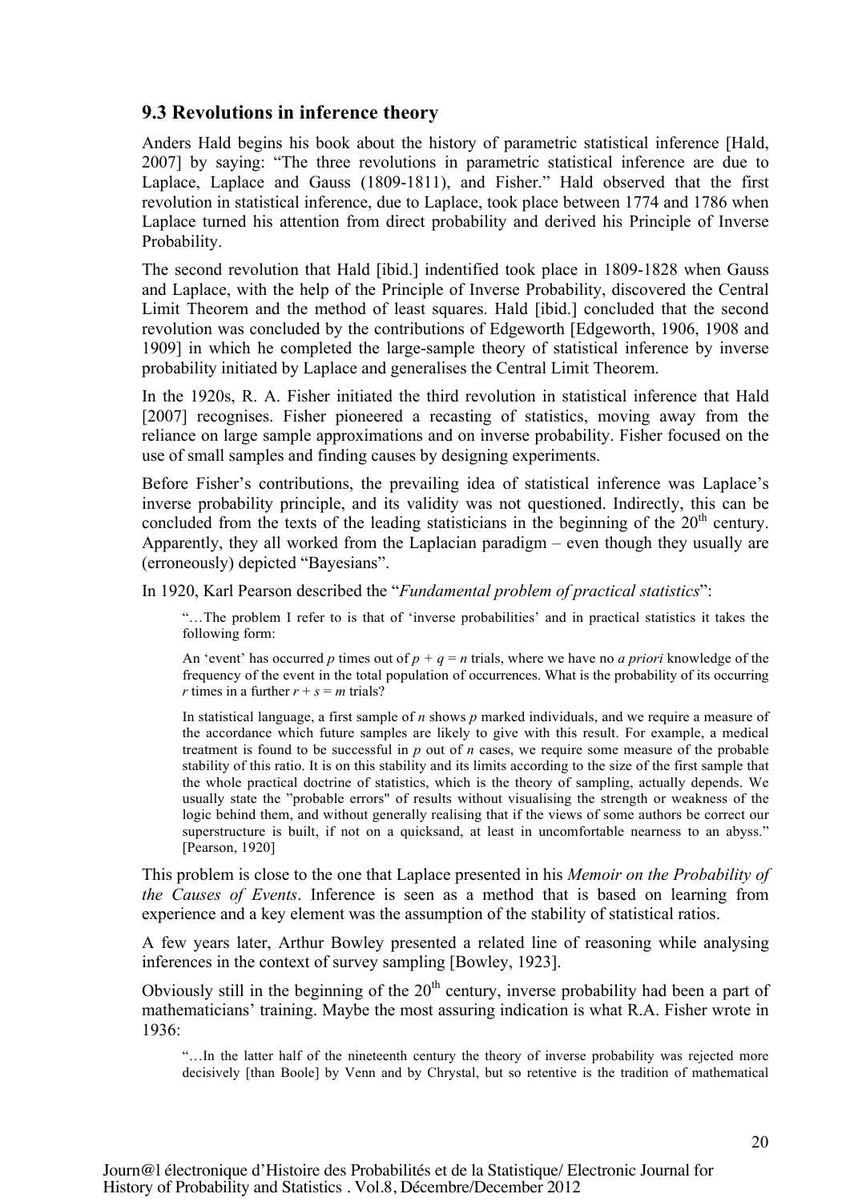### 9.3 Revolutions in inference theory

Anders Hald begins his book about the history of parametric statistical inference [Hald, 2007] by saying: "The three revolutions in parametric statistical inference are due to Laplace, Laplace and Gauss (1809-1811), and Fisher." Hald observed that the first revolution in statistical inference, due to Laplace, took place between 1774 and 1786 when Laplace turned his attention from direct probability and derived his Principle of Inverse Probability.

The second revolution that Hald [ibid.] indentified took place in 1809-1828 when Gauss and Laplace, with the help of the Principle of Inverse Probability, discovered the Central Limit Theorem and the method of least squares. Hald [ibid.] concluded that the second revolution was concluded by the contributions of Edgeworth [Edgeworth, 1906, 1908 and 1909] in which he completed the large-sample theory of statistical inference by inverse probability initiated by Laplace and generalises the Central Limit Theorem.

In the 1920s, R. A. Fisher initiated the third revolution in statistical inference that Hald [2007] recognises. Fisher pioneered a recasting of statistics, moving away from the reliance on large sample approximations and on inverse probability. Fisher focused on the use of small samples and finding causes by designing experiments.

Before Fisher's contributions, the prevailing idea of statistical inference was Laplace's inverse probability principle, and its validity was not questioned. Indirectly, this can be concluded from the texts of the leading statisticians in the beginning of the 20th century. Apparently, they all worked from the Laplacian paradigm – even though they usually are (erroneously) depicted "Bayesians".

In 1920, Karl Pearson described the "*Fundamental problem of practical statistics*":

> "…The problem I refer to is that of 'inverse probabilities' and in practical statistics it takes the following form:
>
> An 'event' has occurred $p$ times out of $p + q = n$ trials, where we have no *a priori* knowledge of the frequency of the event in the total population of occurrences. What is the probability of its occurring $r$ times in a further $r + s = m$ trials?
>
> In statistical language, a first sample of $n$ shows $p$ marked individuals, and we require a measure of the accordance which future samples are likely to give with this result. For example, a medical treatment is found to be successful in $p$ out of $n$ cases, we require some measure of the probable stability of this ratio. It is on this stability and its limits according to the size of the first sample that the whole practical doctrine of statistics, which is the theory of sampling, actually depends. We usually state the "probable errors" of results without visualising the strength or weakness of the logic behind them, and without generally realising that if the views of some authors be correct our superstructure is built, if not on a quicksand, at least in uncomfortable nearness to an abyss." [Pearson, 1920]

This problem is close to the one that Laplace presented in his *Memoir on the Probability of the Causes of Events*. Inference is seen as a method that is based on learning from experience and a key element was the assumption of the stability of statistical ratios.

A few years later, Arthur Bowley presented a related line of reasoning while analysing inferences in the context of survey sampling [Bowley, 1923].

Obviously still in the beginning of the 20th century, inverse probability had been a part of mathematicians' training. Maybe the most assuring indication is what R.A. Fisher wrote in 1936:

> "…In the latter half of the nineteenth century the theory of inverse probability was rejected more decisively [than Boole] by Venn and by Chrystal, but so retentive is the tradition of mathematical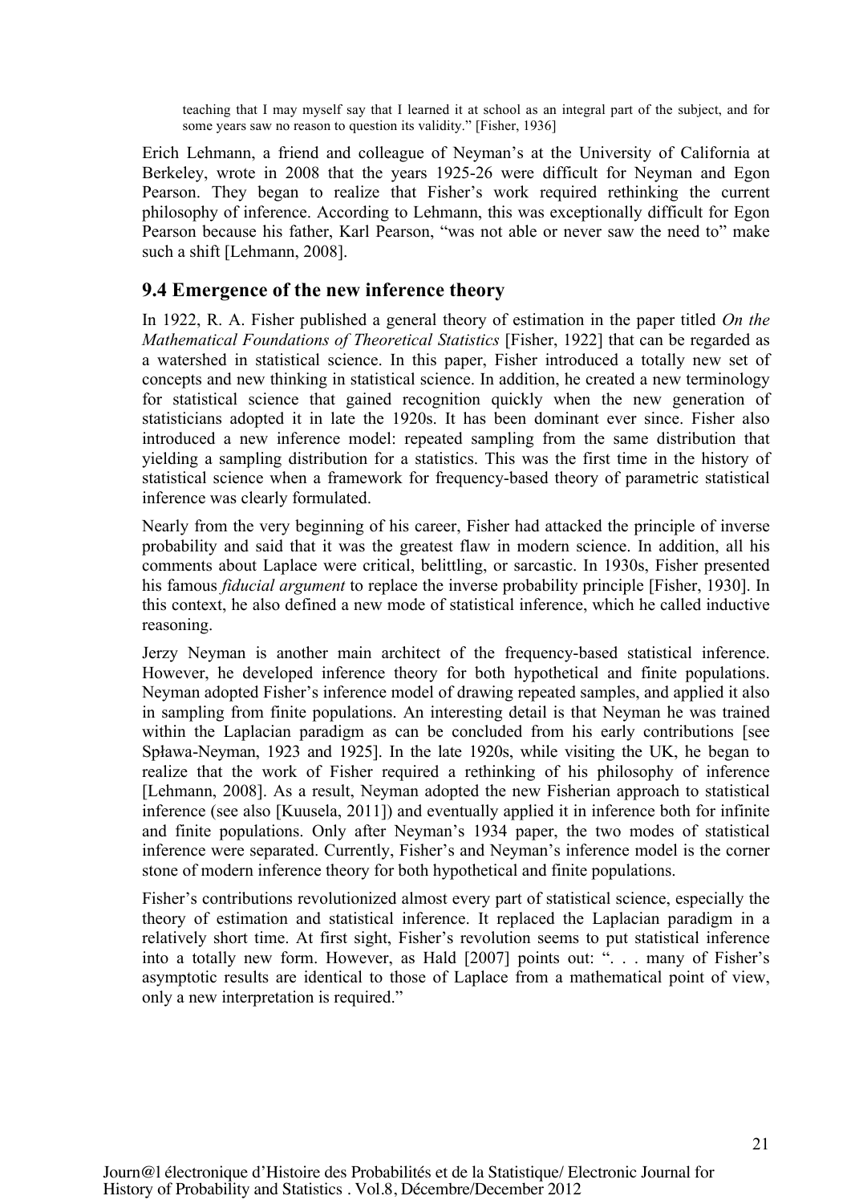> teaching that I may myself say that I learned it at school as an integral part of the subject, and for some years saw no reason to question its validity." [Fisher, 1936]

Erich Lehmann, a friend and colleague of Neyman's at the University of California at Berkeley, wrote in 2008 that the years 1925-26 were difficult for Neyman and Egon Pearson. They began to realize that Fisher's work required rethinking the current philosophy of inference. According to Lehmann, this was exceptionally difficult for Egon Pearson because his father, Karl Pearson, "was not able or never saw the need to" make such a shift [Lehmann, 2008].

## 9.4 Emergence of the new inference theory

In 1922, R. A. Fisher published a general theory of estimation in the paper titled *On the Mathematical Foundations of Theoretical Statistics* [Fisher, 1922] that can be regarded as a watershed in statistical science. In this paper, Fisher introduced a totally new set of concepts and new thinking in statistical science. In addition, he created a new terminology for statistical science that gained recognition quickly when the new generation of statisticians adopted it in late the 1920s. It has been dominant ever since. Fisher also introduced a new inference model: repeated sampling from the same distribution that yielding a sampling distribution for a statistics. This was the first time in the history of statistical science when a framework for frequency-based theory of parametric statistical inference was clearly formulated.

Nearly from the very beginning of his career, Fisher had attacked the principle of inverse probability and said that it was the greatest flaw in modern science. In addition, all his comments about Laplace were critical, belittling, or sarcastic. In 1930s, Fisher presented his famous *fiducial argument* to replace the inverse probability principle [Fisher, 1930]. In this context, he also defined a new mode of statistical inference, which he called inductive reasoning.

Jerzy Neyman is another main architect of the frequency-based statistical inference. However, he developed inference theory for both hypothetical and finite populations. Neyman adopted Fisher's inference model of drawing repeated samples, and applied it also in sampling from finite populations. An interesting detail is that Neyman he was trained within the Laplacian paradigm as can be concluded from his early contributions [see Spława-Neyman, 1923 and 1925]. In the late 1920s, while visiting the UK, he began to realize that the work of Fisher required a rethinking of his philosophy of inference [Lehmann, 2008]. As a result, Neyman adopted the new Fisherian approach to statistical inference (see also [Kuusela, 2011]) and eventually applied it in inference both for infinite and finite populations. Only after Neyman's 1934 paper, the two modes of statistical inference were separated. Currently, Fisher's and Neyman's inference model is the corner stone of modern inference theory for both hypothetical and finite populations.

Fisher's contributions revolutionized almost every part of statistical science, especially the theory of estimation and statistical inference. It replaced the Laplacian paradigm in a relatively short time. At first sight, Fisher's revolution seems to put statistical inference into a totally new form. However, as Hald [2007] points out: ". . . many of Fisher's asymptotic results are identical to those of Laplace from a mathematical point of view, only a new interpretation is required."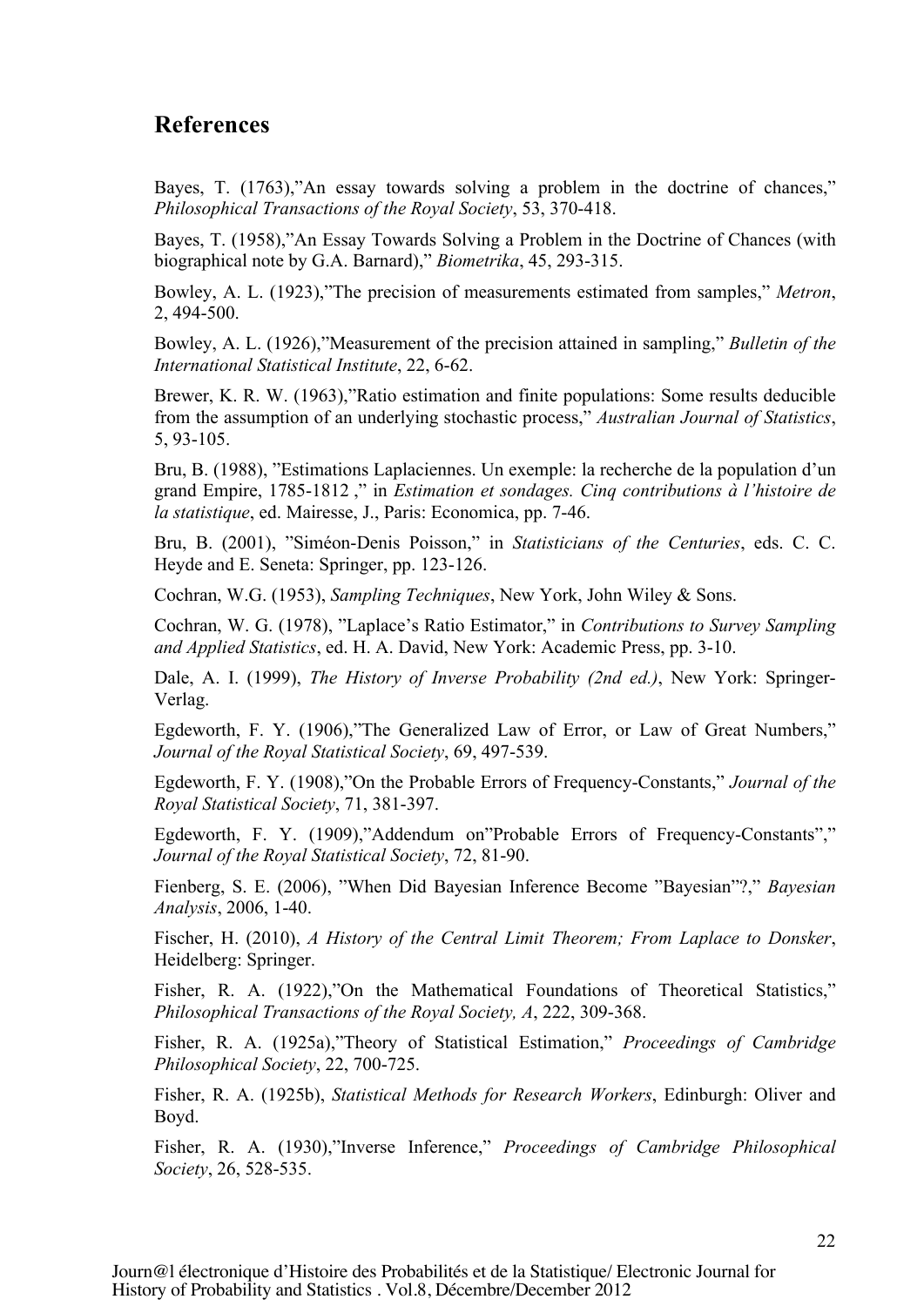## References

Bayes, T. (1763),"An essay towards solving a problem in the doctrine of chances," *Philosophical Transactions of the Royal Society*, 53, 370-418.

Bayes, T. (1958),"An Essay Towards Solving a Problem in the Doctrine of Chances (with biographical note by G.A. Barnard)," *Biometrika*, 45, 293-315.

Bowley, A. L. (1923),"The precision of measurements estimated from samples," *Metron*, 2, 494-500.

Bowley, A. L. (1926),"Measurement of the precision attained in sampling," *Bulletin of the International Statistical Institute*, 22, 6-62.

Brewer, K. R. W. (1963),"Ratio estimation and finite populations: Some results deducible from the assumption of an underlying stochastic process," *Australian Journal of Statistics*, 5, 93-105.

Bru, B. (1988), "Estimations Laplaciennes. Un exemple: la recherche de la population d'un grand Empire, 1785-1812 ," in *Estimation et sondages. Cinq contributions à l'histoire de la statistique*, ed. Mairesse, J., Paris: Economica, pp. 7-46.

Bru, B. (2001), "Siméon-Denis Poisson," in *Statisticians of the Centuries*, eds. C. C. Heyde and E. Seneta: Springer, pp. 123-126.

Cochran, W.G. (1953), *Sampling Techniques*, New York, John Wiley & Sons.

Cochran, W. G. (1978), "Laplace's Ratio Estimator," in *Contributions to Survey Sampling and Applied Statistics*, ed. H. A. David, New York: Academic Press, pp. 3-10.

Dale, A. I. (1999), *The History of Inverse Probability (2nd ed.)*, New York: Springer-Verlag.

Edgeworth, F. Y. (1906),"The Generalized Law of Error, or Law of Great Numbers," *Journal of the Royal Statistical Society*, 69, 497-539.

Edgeworth, F. Y. (1908),"On the Probable Errors of Frequency-Constants," *Journal of the Royal Statistical Society*, 71, 381-397.

Edgeworth, F. Y. (1909),"Addendum on"Probable Errors of Frequency-Constants"," *Journal of the Royal Statistical Society*, 72, 81-90.

Fienberg, S. E. (2006), "When Did Bayesian Inference Become "Bayesian"?," *Bayesian Analysis*, 2006, 1-40.

Fischer, H. (2010), *A History of the Central Limit Theorem; From Laplace to Donsker*, Heidelberg: Springer.

Fisher, R. A. (1922),"On the Mathematical Foundations of Theoretical Statistics," *Philosophical Transactions of the Royal Society, A*, 222, 309-368.

Fisher, R. A. (1925a),"Theory of Statistical Estimation," *Proceedings of Cambridge Philosophical Society*, 22, 700-725.

Fisher, R. A. (1925b), *Statistical Methods for Research Workers*, Edinburgh: Oliver and Boyd.

Fisher, R. A. (1930),"Inverse Inference," *Proceedings of Cambridge Philosophical Society*, 26, 528-535.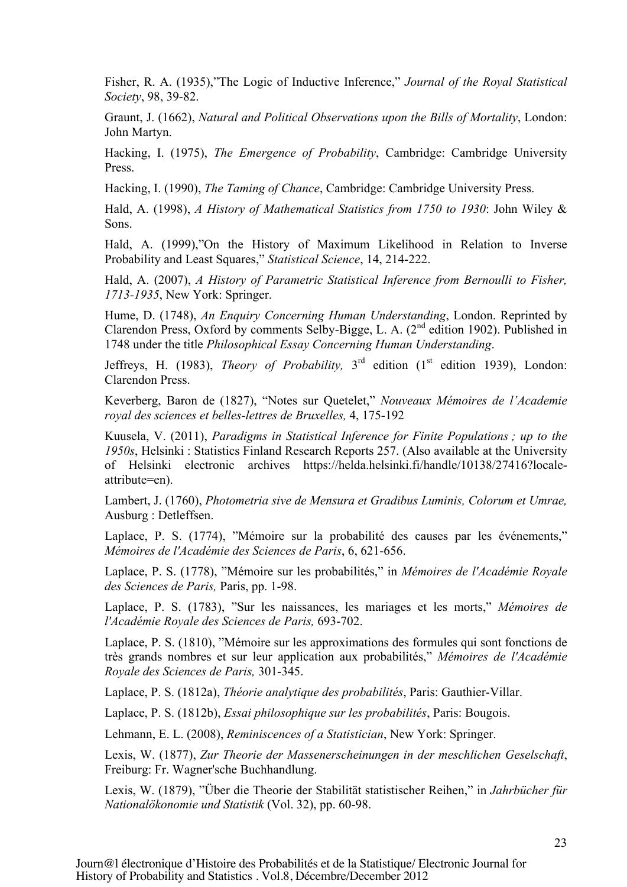Fisher, R. A. (1935),”The Logic of Inductive Inference,” *Journal of the Royal Statistical Society*, 98, 39-82.

Graunt, J. (1662), *Natural and Political Observations upon the Bills of Mortality*, London: John Martyn.

Hacking, I. (1975), *The Emergence of Probability*, Cambridge: Cambridge University Press.

Hacking, I. (1990), *The Taming of Chance*, Cambridge: Cambridge University Press.

Hald, A. (1998), *A History of Mathematical Statistics from 1750 to 1930*: John Wiley & Sons.

Hald, A. (1999),”On the History of Maximum Likelihood in Relation to Inverse Probability and Least Squares,” *Statistical Science*, 14, 214-222.

Hald, A. (2007), *A History of Parametric Statistical Inference from Bernoulli to Fisher, 1713-1935*, New York: Springer.

Hume, D. (1748), *An Enquiry Concerning Human Understanding*, London. Reprinted by Clarendon Press, Oxford by comments Selby-Bigge, L. A. (2nd edition 1902). Published in 1748 under the title *Philosophical Essay Concerning Human Understanding*.

Jeffreys, H. (1983), *Theory of Probability,* 3rd edition (1st edition 1939), London: Clarendon Press.

Keverberg, Baron de (1827), “Notes sur Quetelet,” *Nouveaux Mémoires de l’Academie royal des sciences et belles-lettres de Bruxelles,* 4, 175-192

Kuusela, V. (2011), *Paradigms in Statistical Inference for Finite Populations ; up to the 1950s*, Helsinki : Statistics Finland Research Reports 257. (Also available at the University of Helsinki electronic archives https://helda.helsinki.fi/handle/10138/27416?locale-attribute=en).

Lambert, J. (1760), *Photometria sive de Mensura et Gradibus Luminis, Colorum et Umrae,* Ausburg : Detleffsen.

Laplace, P. S. (1774), ”Mémoire sur la probabilité des causes par les événements,” *Mémoires de l'Académie des Sciences de Paris*, 6, 621-656.

Laplace, P. S. (1778), ”Mémoire sur les probabilités,” in *Mémoires de l'Académie Royale des Sciences de Paris,* Paris, pp. 1-98.

Laplace, P. S. (1783), ”Sur les naissances, les mariages et les morts,” *Mémoires de l'Académie Royale des Sciences de Paris,* 693-702.

Laplace, P. S. (1810), ”Mémoire sur les approximations des formules qui sont fonctions de très grands nombres et sur leur application aux probabilités,” *Mémoires de l'Académie Royale des Sciences de Paris,* 301-345.

Laplace, P. S. (1812a), *Théorie analytique des probabilités*, Paris: Gauthier-Villar.

Laplace, P. S. (1812b), *Essai philosophique sur les probabilités*, Paris: Bougois.

Lehmann, E. L. (2008), *Reminiscences of a Statistician*, New York: Springer.

Lexis, W. (1877), *Zur Theorie der Massenerscheinungen in der meschlichen Geselschaft*, Freiburg: Fr. Wagner'sche Buchhandlung.

Lexis, W. (1879), ”Über die Theorie der Stabilität statistischer Reihen,” in *Jahrbücher für Nationalökonomie und Statistik* (Vol. 32), pp. 60-98.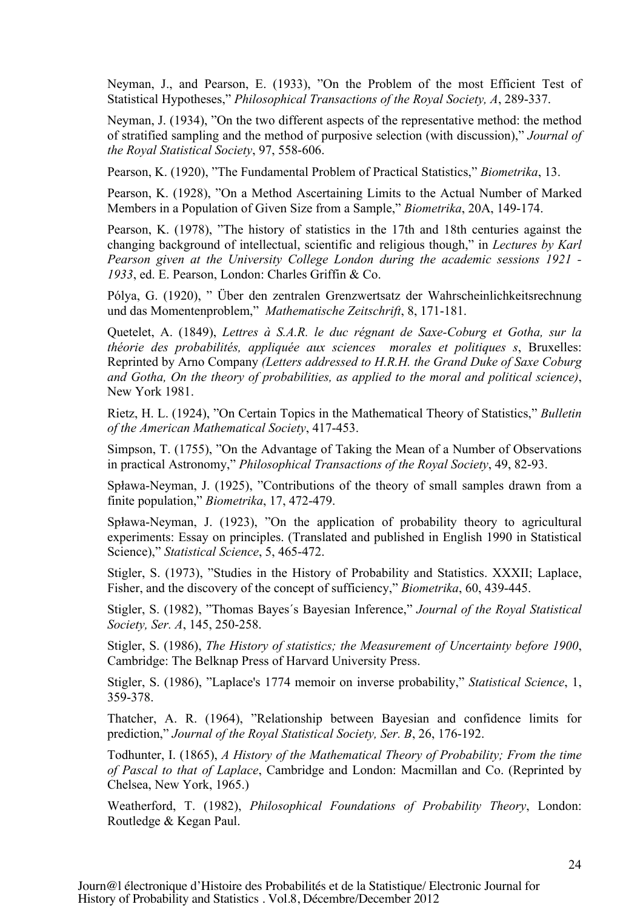Neyman, J., and Pearson, E. (1933), "On the Problem of the most Efficient Test of Statistical Hypotheses," *Philosophical Transactions of the Royal Society, A*, 289-337.

Neyman, J. (1934), "On the two different aspects of the representative method: the method of stratified sampling and the method of purposive selection (with discussion)," *Journal of the Royal Statistical Society*, 97, 558-606.

Pearson, K. (1920), "The Fundamental Problem of Practical Statistics," *Biometrika*, 13.

Pearson, K. (1928), "On a Method Ascertaining Limits to the Actual Number of Marked Members in a Population of Given Size from a Sample," *Biometrika*, 20A, 149-174.

Pearson, K. (1978), "The history of statistics in the 17th and 18th centuries against the changing background of intellectual, scientific and religious though," in *Lectures by Karl Pearson given at the University College London during the academic sessions 1921 - 1933*, ed. E. Pearson, London: Charles Griffin & Co.

Pólya, G. (1920), " Über den zentralen Grenzwertsatz der Wahrscheinlichkeitsrechnung und das Momentenproblem," *Mathematische Zeitschrift*, 8, 171-181.

Quetelet, A. (1849), *Lettres à S.A.R. le duc régnant de Saxe-Coburg et Gotha, sur la théorie des probabilités, appliquée aux sciences morales et politiques s*, Bruxelles: Reprinted by Arno Company *(Letters addressed to H.R.H. the Grand Duke of Saxe Coburg and Gotha, On the theory of probabilities, as applied to the moral and political science)*, New York 1981.

Rietz, H. L. (1924), "On Certain Topics in the Mathematical Theory of Statistics," *Bulletin of the American Mathematical Society*, 417-453.

Simpson, T. (1755), "On the Advantage of Taking the Mean of a Number of Observations in practical Astronomy," *Philosophical Transactions of the Royal Society*, 49, 82-93.

Spława-Neyman, J. (1925), "Contributions of the theory of small samples drawn from a finite population," *Biometrika*, 17, 472-479.

Spława-Neyman, J. (1923), "On the application of probability theory to agricultural experiments: Essay on principles. (Translated and published in English 1990 in Statistical Science)," *Statistical Science*, 5, 465-472.

Stigler, S. (1973), "Studies in the History of Probability and Statistics. XXXII; Laplace, Fisher, and the discovery of the concept of sufficiency," *Biometrika*, 60, 439-445.

Stigler, S. (1982), "Thomas Bayes´s Bayesian Inference," *Journal of the Royal Statistical Society, Ser. A*, 145, 250-258.

Stigler, S. (1986), *The History of statistics; the Measurement of Uncertainty before 1900*, Cambridge: The Belknap Press of Harvard University Press.

Stigler, S. (1986), "Laplace's 1774 memoir on inverse probability," *Statistical Science*, 1, 359-378.

Thatcher, A. R. (1964), "Relationship between Bayesian and confidence limits for prediction," *Journal of the Royal Statistical Society, Ser. B*, 26, 176-192.

Todhunter, I. (1865), *A History of the Mathematical Theory of Probability; From the time of Pascal to that of Laplace*, Cambridge and London: Macmillan and Co. (Reprinted by Chelsea, New York, 1965.)

Weatherford, T. (1982), *Philosophical Foundations of Probability Theory*, London: Routledge & Kegan Paul.